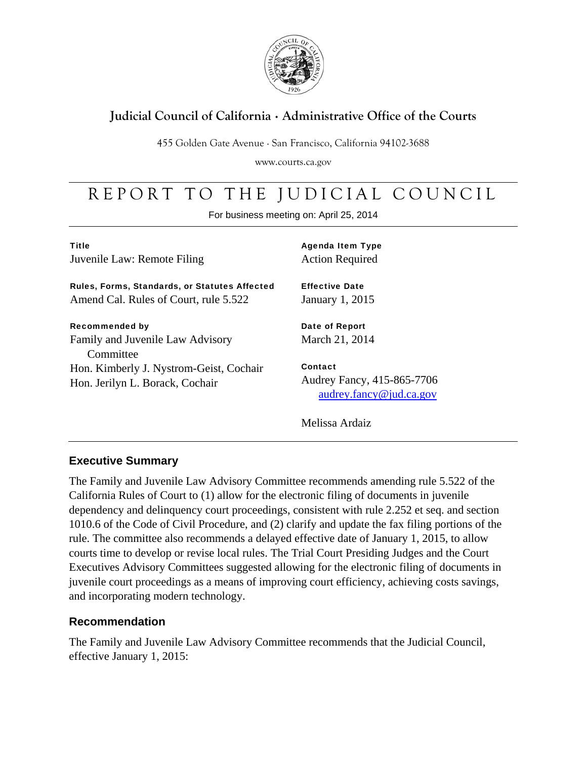**Judicial Council of California · Administrative Office of the Courts**

455 Golden Gate Avenue · San Francisco, California 94102-3688

www.courts.ca.gov

# REPORT TO THE JUDICIAL COUNCIL

For business meeting on: April 25, 2014

**Title**
Juvenile Law: Remote Filing

**Rules, Forms, Standards, or Statutes Affected**
Amend Cal. Rules of Court, rule 5.522

**Recommended by**
Family and Juvenile Law Advisory Committee
Hon. Kimberly J. Nystrom-Geist, Cochair
Hon. Jerilyn L. Borack, Cochair

**Agenda Item Type**
Action Required

**Effective Date**
January 1, 2015

**Date of Report**
March 21, 2014

**Contact**
Audrey Fancy, 415-865-7706
audrey.fancy@jud.ca.gov

Melissa Ardaiz

## Executive Summary

The Family and Juvenile Law Advisory Committee recommends amending rule 5.522 of the California Rules of Court to (1) allow for the electronic filing of documents in juvenile dependency and delinquency court proceedings, consistent with rule 2.252 et seq. and section 1010.6 of the Code of Civil Procedure, and (2) clarify and update the fax filing portions of the rule. The committee also recommends a delayed effective date of January 1, 2015, to allow courts time to develop or revise local rules. The Trial Court Presiding Judges and the Court Executives Advisory Committees suggested allowing for the electronic filing of documents in juvenile court proceedings as a means of improving court efficiency, achieving costs savings, and incorporating modern technology.

## Recommendation

The Family and Juvenile Law Advisory Committee recommends that the Judicial Council, effective January 1, 2015: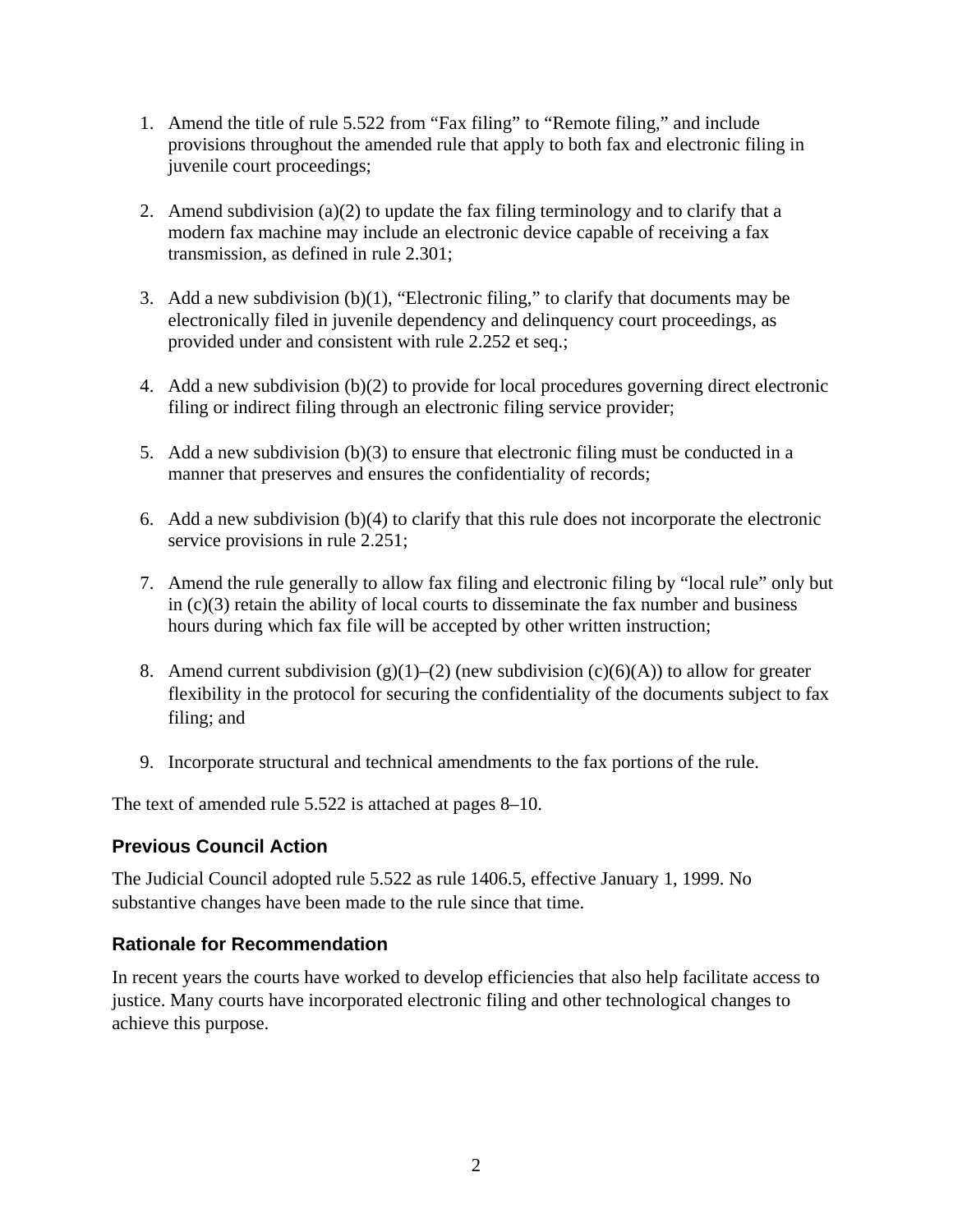1. Amend the title of rule 5.522 from "Fax filing" to "Remote filing," and include provisions throughout the amended rule that apply to both fax and electronic filing in juvenile court proceedings;

2. Amend subdivision (a)(2) to update the fax filing terminology and to clarify that a modern fax machine may include an electronic device capable of receiving a fax transmission, as defined in rule 2.301;

3. Add a new subdivision (b)(1), "Electronic filing," to clarify that documents may be electronically filed in juvenile dependency and delinquency court proceedings, as provided under and consistent with rule 2.252 et seq.;

4. Add a new subdivision (b)(2) to provide for local procedures governing direct electronic filing or indirect filing through an electronic filing service provider;

5. Add a new subdivision (b)(3) to ensure that electronic filing must be conducted in a manner that preserves and ensures the confidentiality of records;

6. Add a new subdivision (b)(4) to clarify that this rule does not incorporate the electronic service provisions in rule 2.251;

7. Amend the rule generally to allow fax filing and electronic filing by "local rule" only but in (c)(3) retain the ability of local courts to disseminate the fax number and business hours during which fax file will be accepted by other written instruction;

8. Amend current subdivision (g)(1)–(2) (new subdivision (c)(6)(A)) to allow for greater flexibility in the protocol for securing the confidentiality of the documents subject to fax filing; and

9. Incorporate structural and technical amendments to the fax portions of the rule.

The text of amended rule 5.522 is attached at pages 8–10.

## Previous Council Action

The Judicial Council adopted rule 5.522 as rule 1406.5, effective January 1, 1999. No substantive changes have been made to the rule since that time.

## Rationale for Recommendation

In recent years the courts have worked to develop efficiencies that also help facilitate access to justice. Many courts have incorporated electronic filing and other technological changes to achieve this purpose.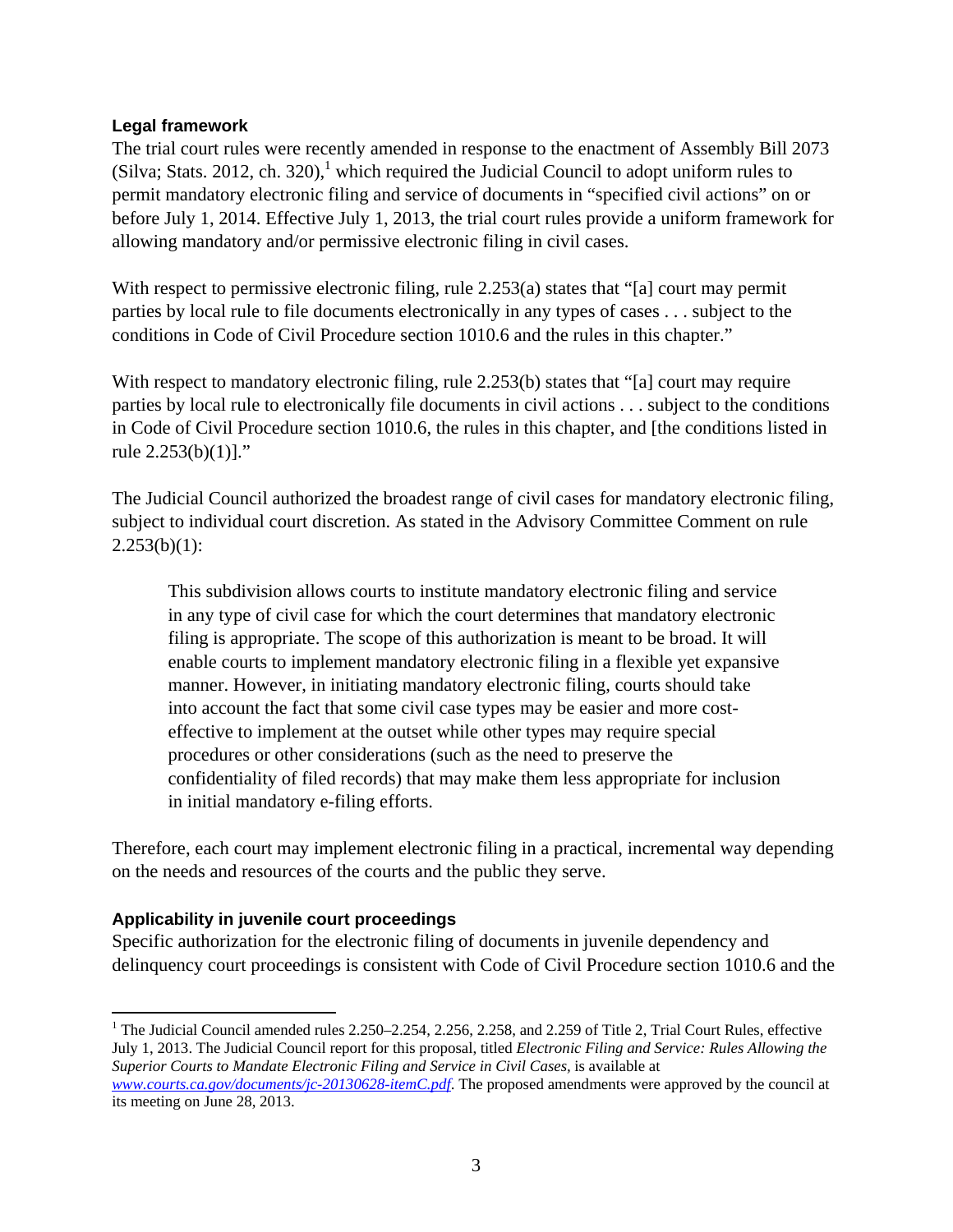### Legal framework

The trial court rules were recently amended in response to the enactment of Assembly Bill 2073 (Silva; Stats. 2012, ch. 320),[1] which required the Judicial Council to adopt uniform rules to permit mandatory electronic filing and service of documents in "specified civil actions" on or before July 1, 2014. Effective July 1, 2013, the trial court rules provide a uniform framework for allowing mandatory and/or permissive electronic filing in civil cases.

With respect to permissive electronic filing, rule 2.253(a) states that "[a] court may permit parties by local rule to file documents electronically in any types of cases . . . subject to the conditions in Code of Civil Procedure section 1010.6 and the rules in this chapter."

With respect to mandatory electronic filing, rule 2.253(b) states that "[a] court may require parties by local rule to electronically file documents in civil actions . . . subject to the conditions in Code of Civil Procedure section 1010.6, the rules in this chapter, and [the conditions listed in rule 2.253(b)(1)]."

The Judicial Council authorized the broadest range of civil cases for mandatory electronic filing, subject to individual court discretion. As stated in the Advisory Committee Comment on rule 2.253(b)(1):

> This subdivision allows courts to institute mandatory electronic filing and service in any type of civil case for which the court determines that mandatory electronic filing is appropriate. The scope of this authorization is meant to be broad. It will enable courts to implement mandatory electronic filing in a flexible yet expansive manner. However, in initiating mandatory electronic filing, courts should take into account the fact that some civil case types may be easier and more cost-effective to implement at the outset while other types may require special procedures or other considerations (such as the need to preserve the confidentiality of filed records) that may make them less appropriate for inclusion in initial mandatory e-filing efforts.

Therefore, each court may implement electronic filing in a practical, incremental way depending on the needs and resources of the courts and the public they serve.

### Applicability in juvenile court proceedings

Specific authorization for the electronic filing of documents in juvenile dependency and delinquency court proceedings is consistent with Code of Civil Procedure section 1010.6 and the

---

[1] The Judicial Council amended rules 2.250–2.254, 2.256, 2.258, and 2.259 of Title 2, Trial Court Rules, effective July 1, 2013. The Judicial Council report for this proposal, titled *Electronic Filing and Service: Rules Allowing the Superior Courts to Mandate Electronic Filing and Service in Civil Cases*, is available at *www.courts.ca.gov/documents/jc-20130628-itemC.pdf*. The proposed amendments were approved by the council at its meeting on June 28, 2013.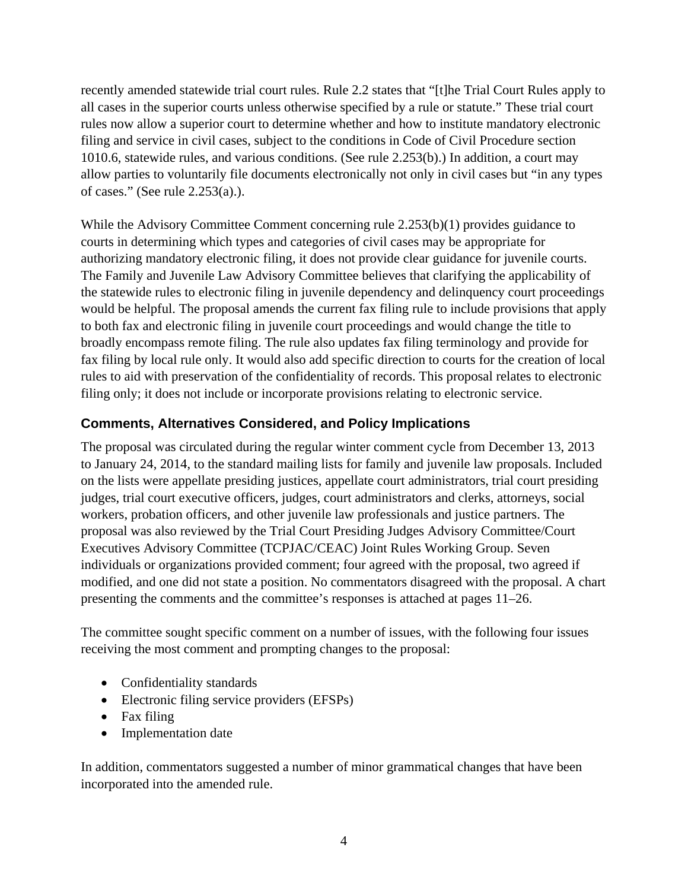recently amended statewide trial court rules. Rule 2.2 states that "[t]he Trial Court Rules apply to all cases in the superior courts unless otherwise specified by a rule or statute." These trial court rules now allow a superior court to determine whether and how to institute mandatory electronic filing and service in civil cases, subject to the conditions in Code of Civil Procedure section 1010.6, statewide rules, and various conditions. (See rule 2.253(b).) In addition, a court may allow parties to voluntarily file documents electronically not only in civil cases but "in any types of cases." (See rule 2.253(a).).

While the Advisory Committee Comment concerning rule 2.253(b)(1) provides guidance to courts in determining which types and categories of civil cases may be appropriate for authorizing mandatory electronic filing, it does not provide clear guidance for juvenile courts. The Family and Juvenile Law Advisory Committee believes that clarifying the applicability of the statewide rules to electronic filing in juvenile dependency and delinquency court proceedings would be helpful. The proposal amends the current fax filing rule to include provisions that apply to both fax and electronic filing in juvenile court proceedings and would change the title to broadly encompass remote filing. The rule also updates fax filing terminology and provide for fax filing by local rule only. It would also add specific direction to courts for the creation of local rules to aid with preservation of the confidentiality of records. This proposal relates to electronic filing only; it does not include or incorporate provisions relating to electronic service.

### Comments, Alternatives Considered, and Policy Implications

The proposal was circulated during the regular winter comment cycle from December 13, 2013 to January 24, 2014, to the standard mailing lists for family and juvenile law proposals. Included on the lists were appellate presiding justices, appellate court administrators, trial court presiding judges, trial court executive officers, judges, court administrators and clerks, attorneys, social workers, probation officers, and other juvenile law professionals and justice partners. The proposal was also reviewed by the Trial Court Presiding Judges Advisory Committee/Court Executives Advisory Committee (TCPJAC/CEAC) Joint Rules Working Group. Seven individuals or organizations provided comment; four agreed with the proposal, two agreed if modified, and one did not state a position. No commentators disagreed with the proposal. A chart presenting the comments and the committee's responses is attached at pages 11–26.

The committee sought specific comment on a number of issues, with the following four issues receiving the most comment and prompting changes to the proposal:

- Confidentiality standards
- Electronic filing service providers (EFSPs)
- Fax filing
- Implementation date

In addition, commentators suggested a number of minor grammatical changes that have been incorporated into the amended rule.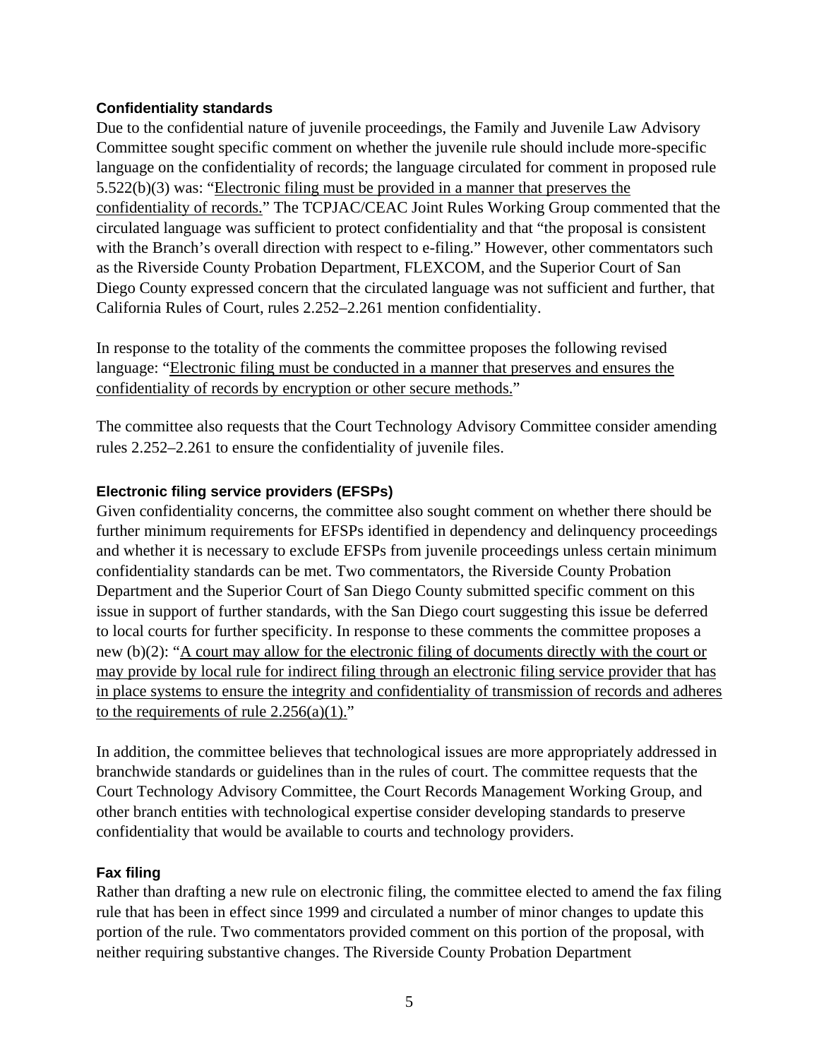#### Confidentiality standards

Due to the confidential nature of juvenile proceedings, the Family and Juvenile Law Advisory Committee sought specific comment on whether the juvenile rule should include more-specific language on the confidentiality of records; the language circulated for comment in proposed rule 5.522(b)(3) was: "<u>Electronic filing must be provided in a manner that preserves the confidentiality of records.</u>" The TCPJAC/CEAC Joint Rules Working Group commented that the circulated language was sufficient to protect confidentiality and that "the proposal is consistent with the Branch's overall direction with respect to e-filing." However, other commentators such as the Riverside County Probation Department, FLEXCOM, and the Superior Court of San Diego County expressed concern that the circulated language was not sufficient and further, that California Rules of Court, rules 2.252–2.261 mention confidentiality.

In response to the totality of the comments the committee proposes the following revised language: "<u>Electronic filing must be conducted in a manner that preserves and ensures the confidentiality of records by encryption or other secure methods.</u>"

The committee also requests that the Court Technology Advisory Committee consider amending rules 2.252–2.261 to ensure the confidentiality of juvenile files.

#### Electronic filing service providers (EFSPs)

Given confidentiality concerns, the committee also sought comment on whether there should be further minimum requirements for EFSPs identified in dependency and delinquency proceedings and whether it is necessary to exclude EFSPs from juvenile proceedings unless certain minimum confidentiality standards can be met. Two commentators, the Riverside County Probation Department and the Superior Court of San Diego County submitted specific comment on this issue in support of further standards, with the San Diego court suggesting this issue be deferred to local courts for further specificity. In response to these comments the committee proposes a new (b)(2): "<u>A court may allow for the electronic filing of documents directly with the court or may provide by local rule for indirect filing through an electronic filing service provider that has in place systems to ensure the integrity and confidentiality of transmission of records and adheres to the requirements of rule 2.256(a)(1).</u>"

In addition, the committee believes that technological issues are more appropriately addressed in branchwide standards or guidelines than in the rules of court. The committee requests that the Court Technology Advisory Committee, the Court Records Management Working Group, and other branch entities with technological expertise consider developing standards to preserve confidentiality that would be available to courts and technology providers.

#### Fax filing

Rather than drafting a new rule on electronic filing, the committee elected to amend the fax filing rule that has been in effect since 1999 and circulated a number of minor changes to update this portion of the rule. Two commentators provided comment on this portion of the proposal, with neither requiring substantive changes. The Riverside County Probation Department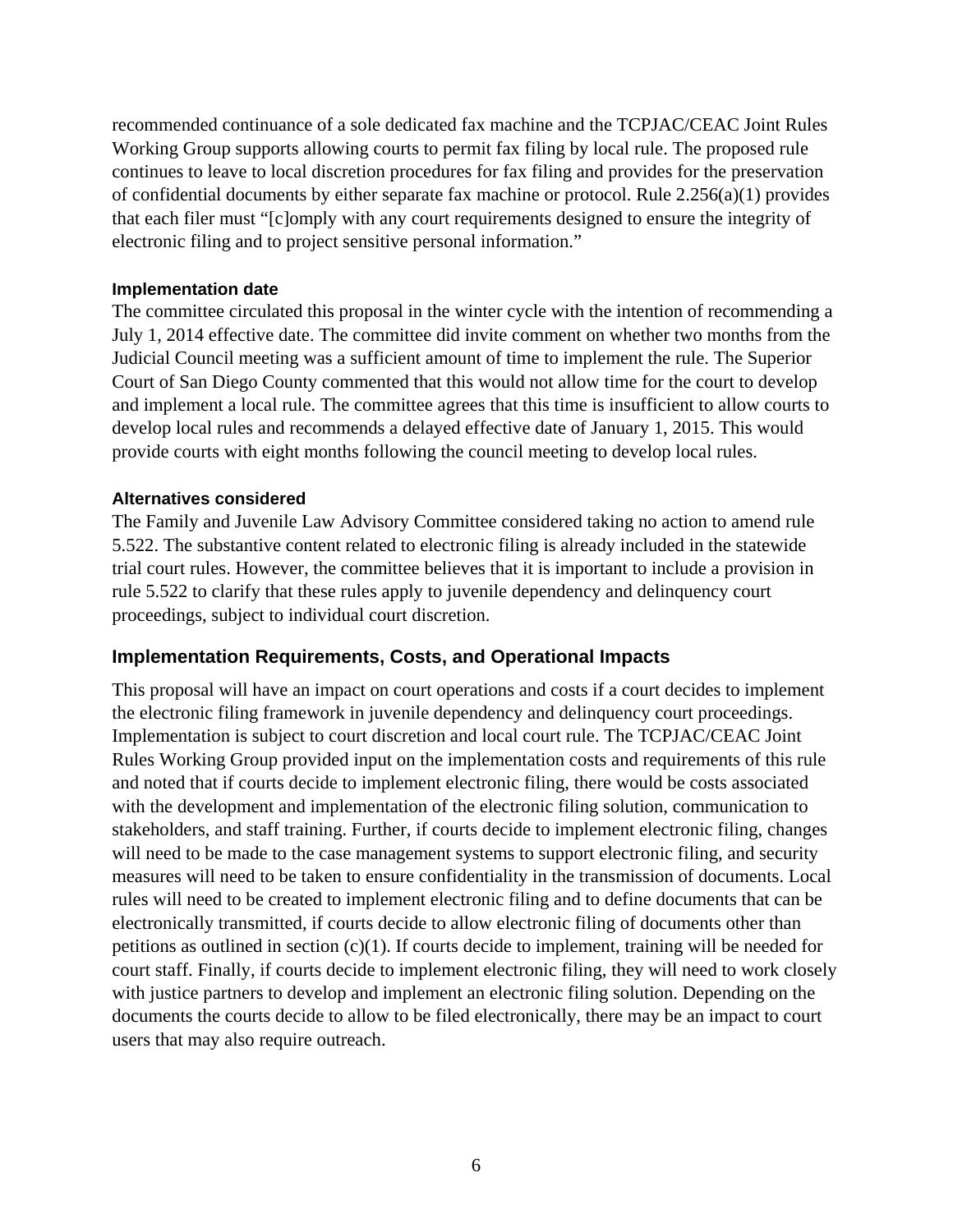recommended continuance of a sole dedicated fax machine and the TCPJAC/CEAC Joint Rules Working Group supports allowing courts to permit fax filing by local rule. The proposed rule continues to leave to local discretion procedures for fax filing and provides for the preservation of confidential documents by either separate fax machine or protocol. Rule 2.256(a)(1) provides that each filer must "[c]omply with any court requirements designed to ensure the integrity of electronic filing and to project sensitive personal information."

#### Implementation date

The committee circulated this proposal in the winter cycle with the intention of recommending a July 1, 2014 effective date. The committee did invite comment on whether two months from the Judicial Council meeting was a sufficient amount of time to implement the rule. The Superior Court of San Diego County commented that this would not allow time for the court to develop and implement a local rule. The committee agrees that this time is insufficient to allow courts to develop local rules and recommends a delayed effective date of January 1, 2015. This would provide courts with eight months following the council meeting to develop local rules.

#### Alternatives considered

The Family and Juvenile Law Advisory Committee considered taking no action to amend rule 5.522. The substantive content related to electronic filing is already included in the statewide trial court rules. However, the committee believes that it is important to include a provision in rule 5.522 to clarify that these rules apply to juvenile dependency and delinquency court proceedings, subject to individual court discretion.

### Implementation Requirements, Costs, and Operational Impacts

This proposal will have an impact on court operations and costs if a court decides to implement the electronic filing framework in juvenile dependency and delinquency court proceedings. Implementation is subject to court discretion and local court rule. The TCPJAC/CEAC Joint Rules Working Group provided input on the implementation costs and requirements of this rule and noted that if courts decide to implement electronic filing, there would be costs associated with the development and implementation of the electronic filing solution, communication to stakeholders, and staff training. Further, if courts decide to implement electronic filing, changes will need to be made to the case management systems to support electronic filing, and security measures will need to be taken to ensure confidentiality in the transmission of documents. Local rules will need to be created to implement electronic filing and to define documents that can be electronically transmitted, if courts decide to allow electronic filing of documents other than petitions as outlined in section (c)(1). If courts decide to implement, training will be needed for court staff. Finally, if courts decide to implement electronic filing, they will need to work closely with justice partners to develop and implement an electronic filing solution. Depending on the documents the courts decide to allow to be filed electronically, there may be an impact to court users that may also require outreach.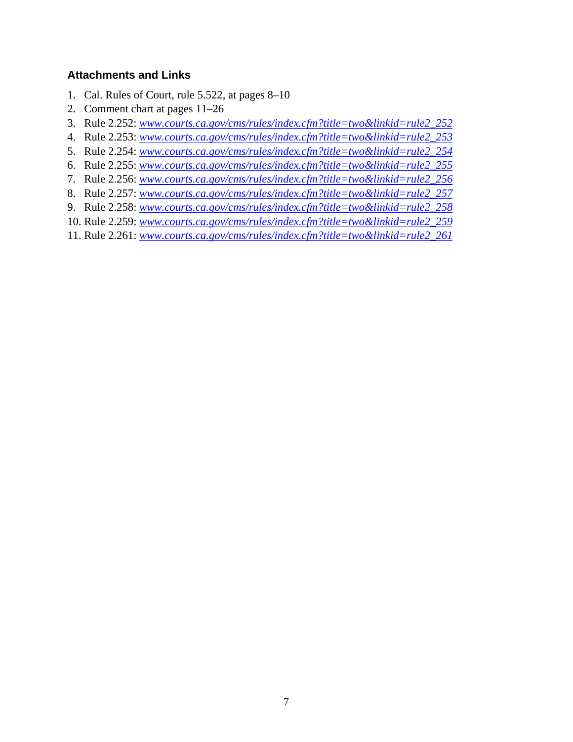### Attachments and Links

1. Cal. Rules of Court, rule 5.522, at pages 8–10
2. Comment chart at pages 11–26
3. Rule 2.252: *www.courts.ca.gov/cms/rules/index.cfm?title=two&linkid=rule2_252*
4. Rule 2.253: *www.courts.ca.gov/cms/rules/index.cfm?title=two&linkid=rule2_253*
5. Rule 2.254: *www.courts.ca.gov/cms/rules/index.cfm?title=two&linkid=rule2_254*
6. Rule 2.255: *www.courts.ca.gov/cms/rules/index.cfm?title=two&linkid=rule2_255*
7. Rule 2.256: *www.courts.ca.gov/cms/rules/index.cfm?title=two&linkid=rule2_256*
8. Rule 2.257: *www.courts.ca.gov/cms/rules/index.cfm?title=two&linkid=rule2_257*
9. Rule 2.258: *www.courts.ca.gov/cms/rules/index.cfm?title=two&linkid=rule2_258*
10. Rule 2.259: *www.courts.ca.gov/cms/rules/index.cfm?title=two&linkid=rule2_259*
11. Rule 2.261: *www.courts.ca.gov/cms/rules/index.cfm?title=two&linkid=rule2_261*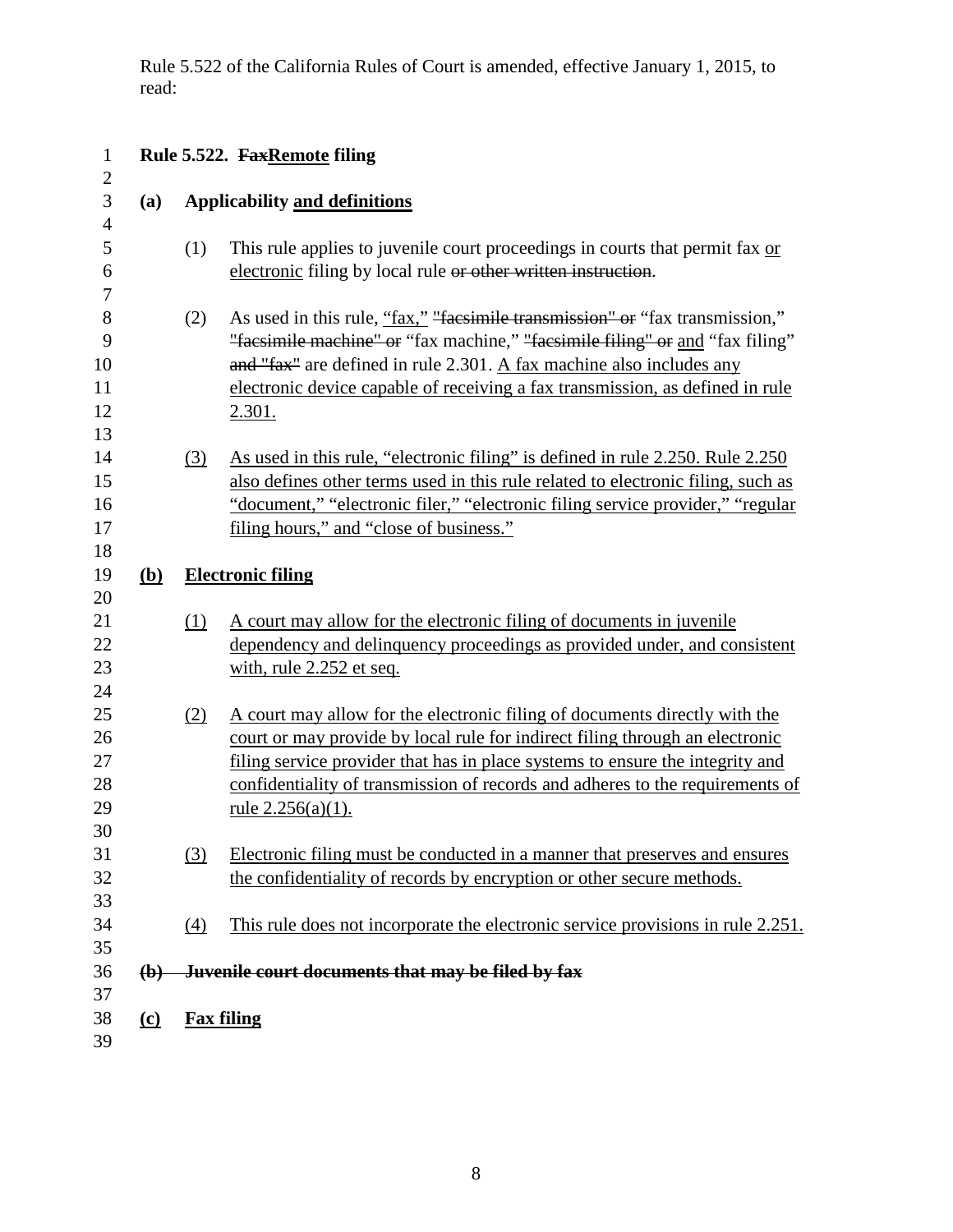Rule 5.522 of the California Rules of Court is amended, effective January 1, 2015, to read:

**Rule 5.522. ~~Fax~~<u>Remote</u> filing**

**(a) Applicability <u>and definitions</u>**

(1) This rule applies to juvenile court proceedings in courts that permit fax <u>or electronic</u> filing by local rule ~~or other written instruction~~.

(2) As used in this rule, <u>"fax,"</u> ~~"facsimile transmission" or~~ "fax transmission," ~~"facsimile machine" or~~ "fax machine," ~~"facsimile filing" or~~ <u>and</u> "fax filing" ~~and "fax"~~ are defined in rule 2.301. <u>A fax machine also includes any electronic device capable of receiving a fax transmission, as defined in rule 2.301.</u>

<u>(3) As used in this rule, "electronic filing" is defined in rule 2.250. Rule 2.250 also defines other terms used in this rule related to electronic filing, such as "document," "electronic filer," "electronic filing service provider," "regular filing hours," and "close of business."</u>

<u>**(b) Electronic filing**</u>

<u>(1) A court may allow for the electronic filing of documents in juvenile dependency and delinquency proceedings as provided under, and consistent with, rule 2.252 et seq.</u>

<u>(2) A court may allow for the electronic filing of documents directly with the court or may provide by local rule for indirect filing through an electronic filing service provider that has in place systems to ensure the integrity and confidentiality of transmission of records and adheres to the requirements of rule 2.256(a)(1).</u>

<u>(3) Electronic filing must be conducted in a manner that preserves and ensures the confidentiality of records by encryption or other secure methods.</u>

<u>(4) This rule does not incorporate the electronic service provisions in rule 2.251.</u>

~~**(b) Juvenile court documents that may be filed by fax**~~

<u>**(c) Fax filing**</u>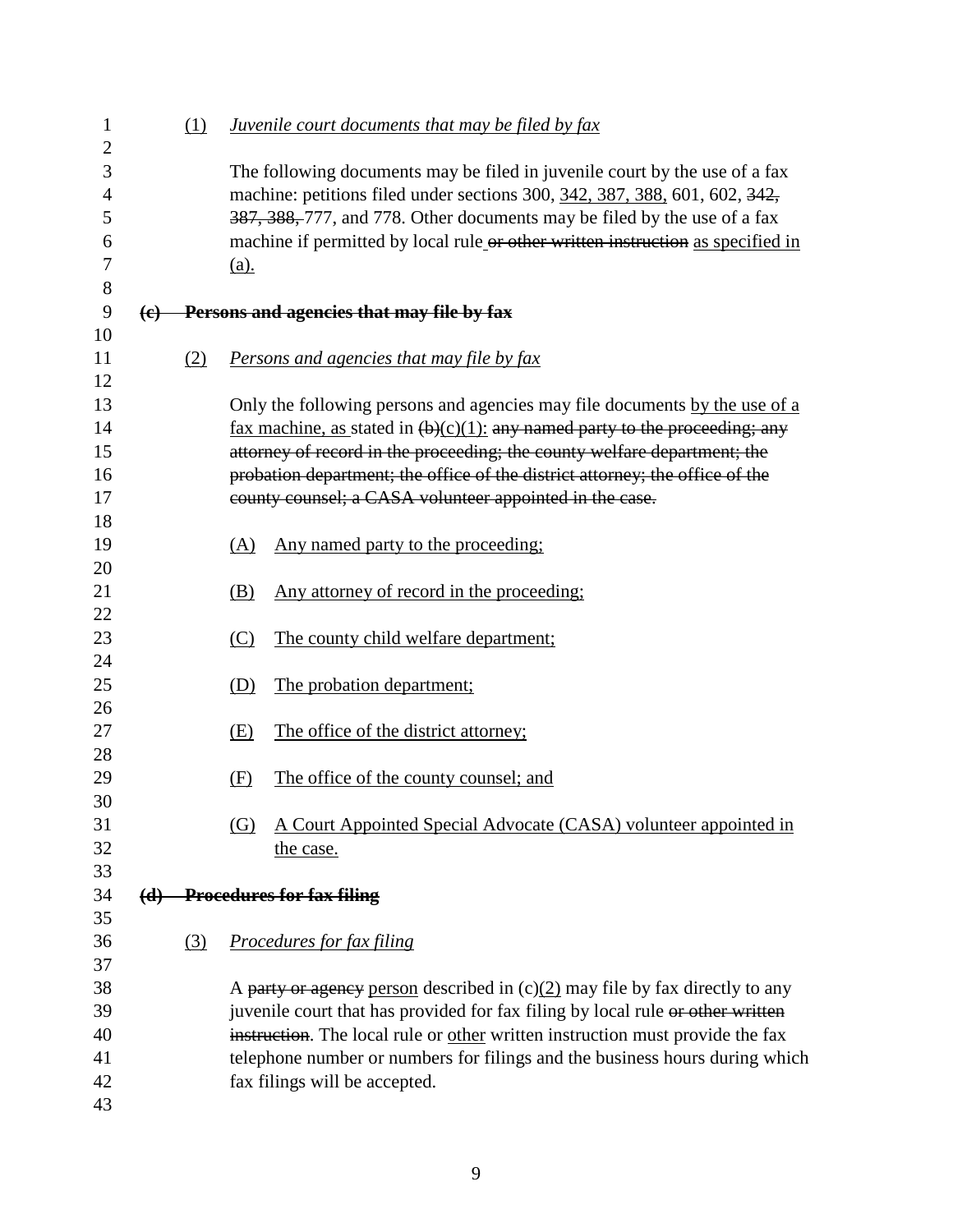(1) *Juvenile court documents that may be filed by fax*

The following documents may be filed in juvenile court by the use of a fax machine: petitions filed under sections 300, 342, 387, 388, 601, 602, ~~342, 387, 388,~~ 777, and 778. Other documents may be filed by the use of a fax machine if permitted by local rule ~~or other written instruction~~ as specified in (a).

~~**(c) Persons and agencies that may file by fax**~~

(2) *Persons and agencies that may file by fax*

Only the following persons and agencies may file documents by the use of a fax machine, as stated in ~~(b)~~(c)(1): ~~any named party to the proceeding; any attorney of record in the proceeding; the county welfare department; the probation department; the office of the district attorney; the office of the county counsel; a CASA volunteer appointed in the case.~~

(A) Any named party to the proceeding;

(B) Any attorney of record in the proceeding;

(C) The county child welfare department;

(D) The probation department;

(E) The office of the district attorney;

(F) The office of the county counsel; and

(G) A Court Appointed Special Advocate (CASA) volunteer appointed in the case.

~~**(d) Procedures for fax filing**~~

(3) *Procedures for fax filing*

A ~~party or agency~~ person described in (c)(2) may file by fax directly to any juvenile court that has provided for fax filing by local rule ~~or other written instruction~~. The local rule or other written instruction must provide the fax telephone number or numbers for filings and the business hours during which fax filings will be accepted.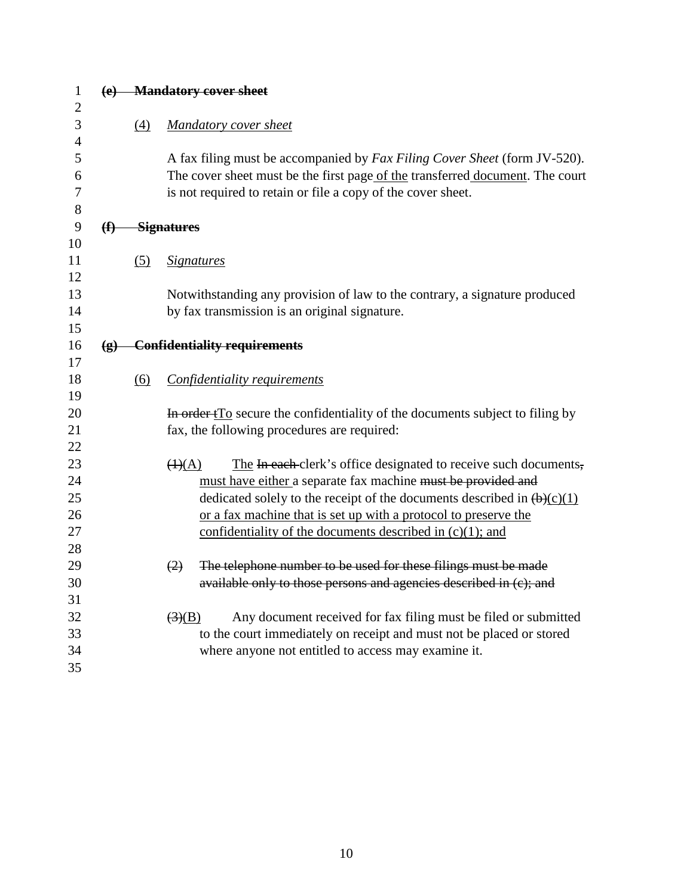~~**(e) Mandatory cover sheet**~~

(4) *Mandatory cover sheet*

A fax filing must be accompanied by *Fax Filing Cover Sheet* (form JV-520). The cover sheet must be the first page of the transferred document. The court is not required to retain or file a copy of the cover sheet.

~~**(f) Signatures**~~

(5) *Signatures*

Notwithstanding any provision of law to the contrary, a signature produced by fax transmission is an original signature.

~~**(g) Confidentiality requirements**~~

(6) *Confidentiality requirements*

~~In order t~~To secure the confidentiality of the documents subject to filing by fax, the following procedures are required:

~~(1)~~(A) The ~~In each~~ clerk's office designated to receive such documents~~,~~ must have either a separate fax machine ~~must be provided and~~ dedicated solely to the receipt of the documents described in ~~(b)~~(c)(1) or a fax machine that is set up with a protocol to preserve the confidentiality of the documents described in (c)(1); and

~~(2) The telephone number to be used for these filings must be made available only to those persons and agencies described in (c); and~~

~~(3)~~(B) Any document received for fax filing must be filed or submitted to the court immediately on receipt and must not be placed or stored where anyone not entitled to access may examine it.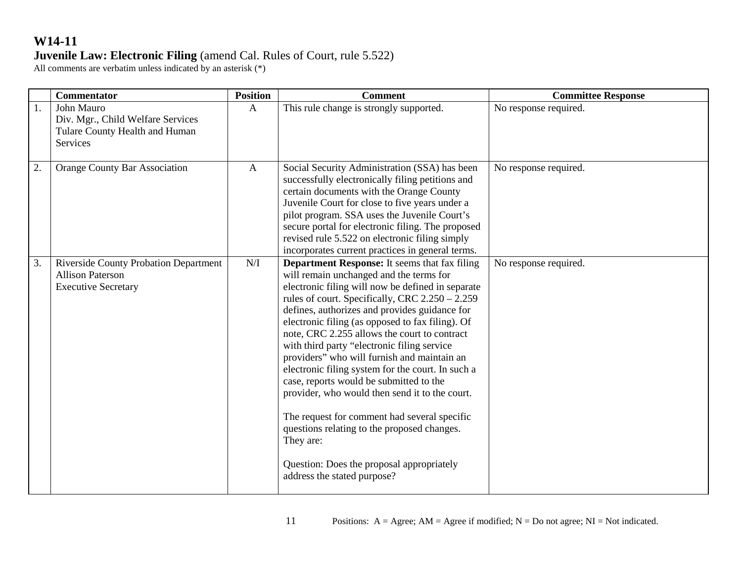# W14-11

**Juvenile Law: Electronic Filing** (amend Cal. Rules of Court, rule 5.522)

All comments are verbatim unless indicated by an asterisk (*)

| | Commentator | Position | Comment | Committee Response |
|---|---|---|---|---|
| 1. | John Mauro<br>Div. Mgr., Child Welfare Services<br>Tulare County Health and Human Services | A | This rule change is strongly supported. | No response required. |
| 2. | Orange County Bar Association | A | Social Security Administration (SSA) has been successfully electronically filing petitions and certain documents with the Orange County Juvenile Court for close to five years under a pilot program. SSA uses the Juvenile Court's secure portal for electronic filing. The proposed revised rule 5.522 on electronic filing simply incorporates current practices in general terms. | No response required. |
| 3. | Riverside County Probation Department<br>Allison Paterson<br>Executive Secretary | N/I | **Department Response:** It seems that fax filing will remain unchanged and the terms for electronic filing will now be defined in separate rules of court. Specifically, CRC 2.250 – 2.259 defines, authorizes and provides guidance for electronic filing (as opposed to fax filing). Of note, CRC 2.255 allows the court to contract with third party "electronic filing service providers" who will furnish and maintain an electronic filing system for the court. In such a case, reports would be submitted to the provider, who would then send it to the court.<br><br>The request for comment had several specific questions relating to the proposed changes. They are:<br><br>Question: Does the proposal appropriately address the stated purpose? | No response required. |

Positions: A = Agree; AM = Agree if modified; N = Do not agree; NI = Not indicated.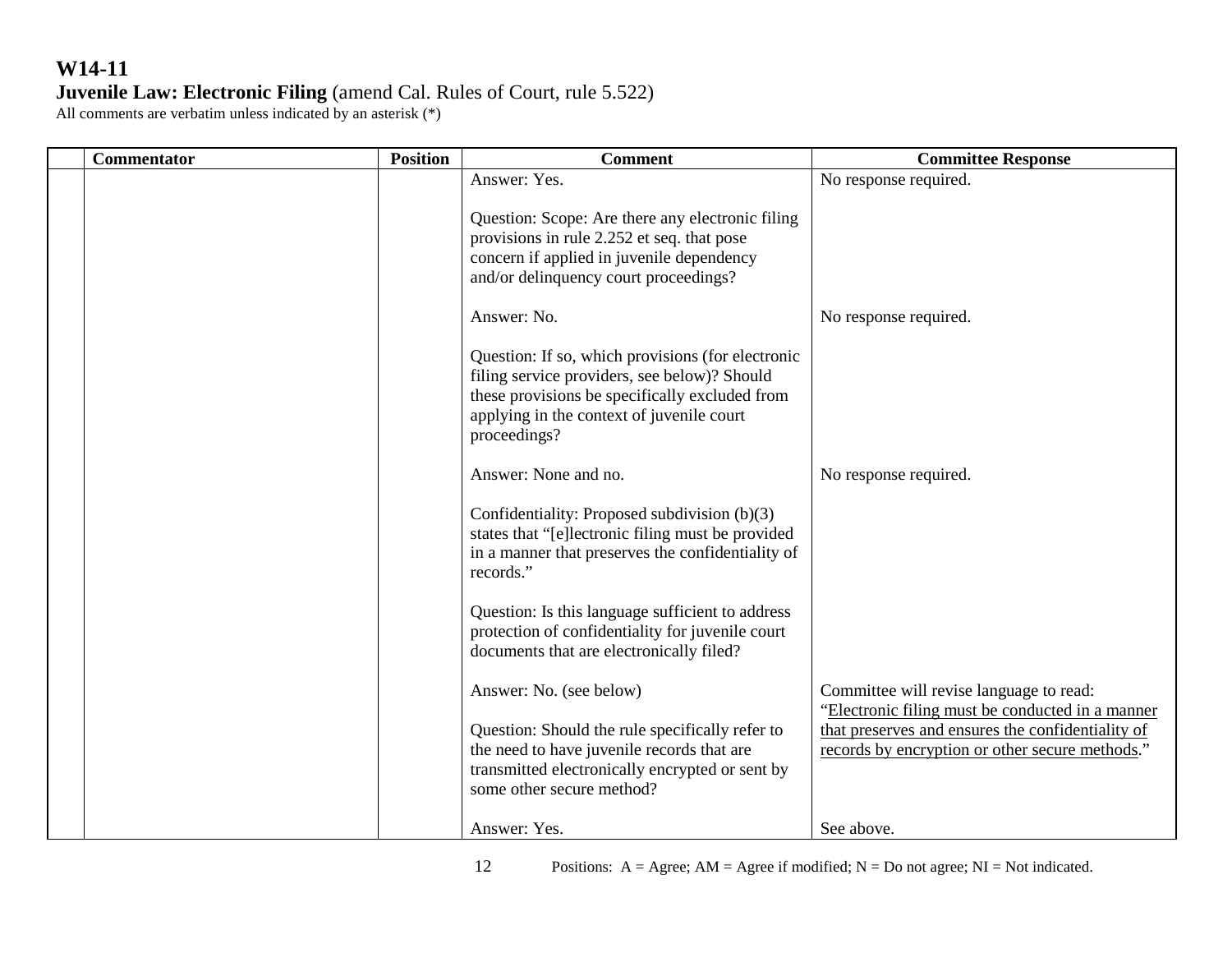**W14-11**
**Juvenile Law: Electronic Filing** (amend Cal. Rules of Court, rule 5.522)
All comments are verbatim unless indicated by an asterisk (*)

| | Commentator | Position | Comment | Committee Response |
|---|---|---|---|---|
| | | | Answer: Yes. | No response required. |
| | | | Question: Scope: Are there any electronic filing provisions in rule 2.252 et seq. that pose concern if applied in juvenile dependency and/or delinquency court proceedings? | |
| | | | Answer: No. | No response required. |
| | | | Question: If so, which provisions (for electronic filing service providers, see below)? Should these provisions be specifically excluded from applying in the context of juvenile court proceedings? | |
| | | | Answer: None and no. | No response required. |
| | | | Confidentiality: Proposed subdivision (b)(3) states that "[e]lectronic filing must be provided in a manner that preserves the confidentiality of records." | |
| | | | Question: Is this language sufficient to address protection of confidentiality for juvenile court documents that are electronically filed? | |
| | | | Answer: No. (see below) | Committee will revise language to read: "<u>Electronic filing must be conducted in a manner that preserves and ensures the confidentiality of records by encryption or other secure methods</u>." |
| | | | Question: Should the rule specifically refer to the need to have juvenile records that are transmitted electronically encrypted or sent by some other secure method? | |
| | | | Answer: Yes. | See above. |

Positions: A = Agree; AM = Agree if modified; N = Do not agree; NI = Not indicated.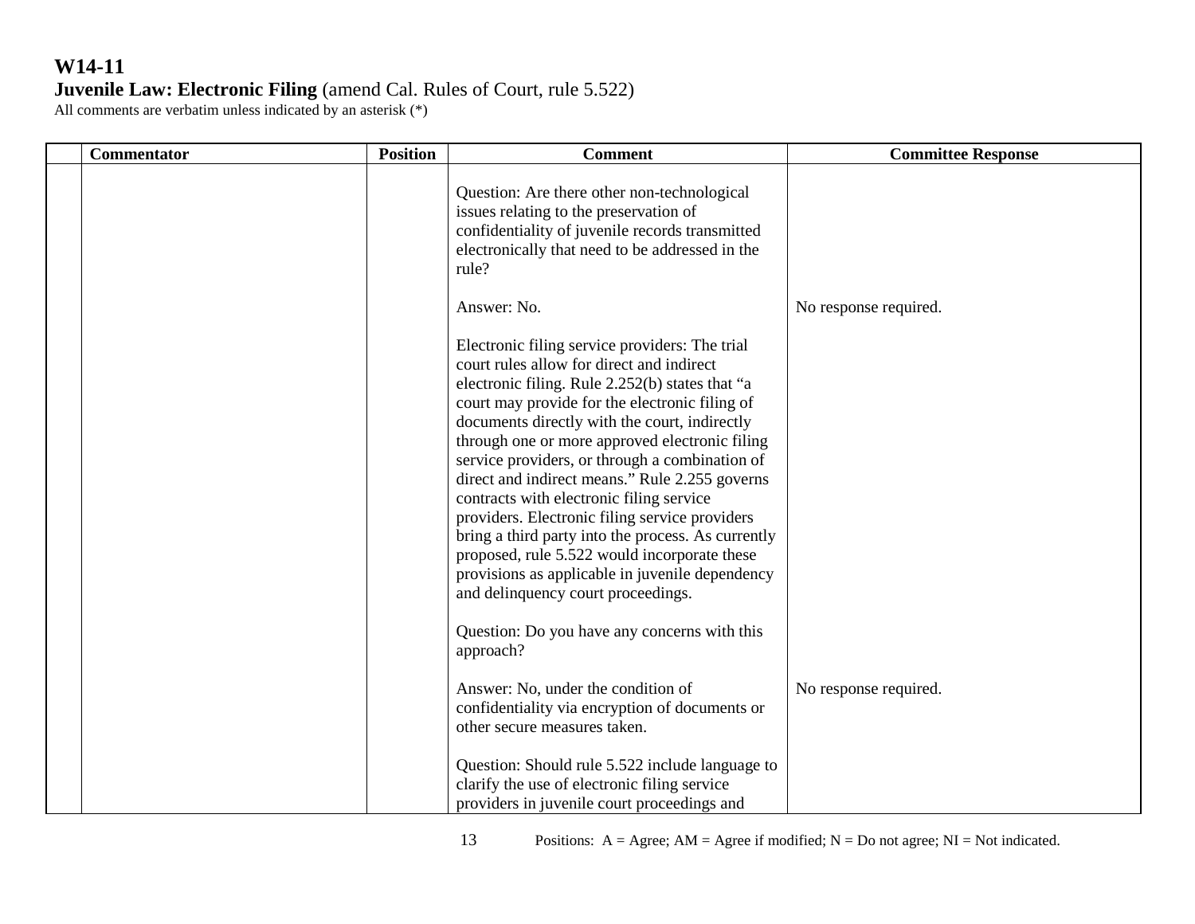# W14-11

**Juvenile Law: Electronic Filing** (amend Cal. Rules of Court, rule 5.522)

All comments are verbatim unless indicated by an asterisk (*)

| | Commentator | Position | Comment | Committee Response |
|---|---|---|---|---|
| | | | Question: Are there other non-technological issues relating to the preservation of confidentiality of juvenile records transmitted electronically that need to be addressed in the rule?<br><br>Answer: No.<br><br>Electronic filing service providers: The trial court rules allow for direct and indirect electronic filing. Rule 2.252(b) states that "a court may provide for the electronic filing of documents directly with the court, indirectly through one or more approved electronic filing service providers, or through a combination of direct and indirect means." Rule 2.255 governs contracts with electronic filing service providers. Electronic filing service providers bring a third party into the process. As currently proposed, rule 5.522 would incorporate these provisions as applicable in juvenile dependency and delinquency court proceedings.<br><br>Question: Do you have any concerns with this approach?<br><br>Answer: No, under the condition of confidentiality via encryption of documents or other secure measures taken.<br><br>Question: Should rule 5.522 include language to clarify the use of electronic filing service providers in juvenile court proceedings and | <br><br><br><br><br><br>No response required.<br><br><br><br><br><br><br><br><br><br><br><br><br><br><br><br><br><br><br>No response required. |

Positions: A = Agree; AM = Agree if modified; N = Do not agree; NI = Not indicated.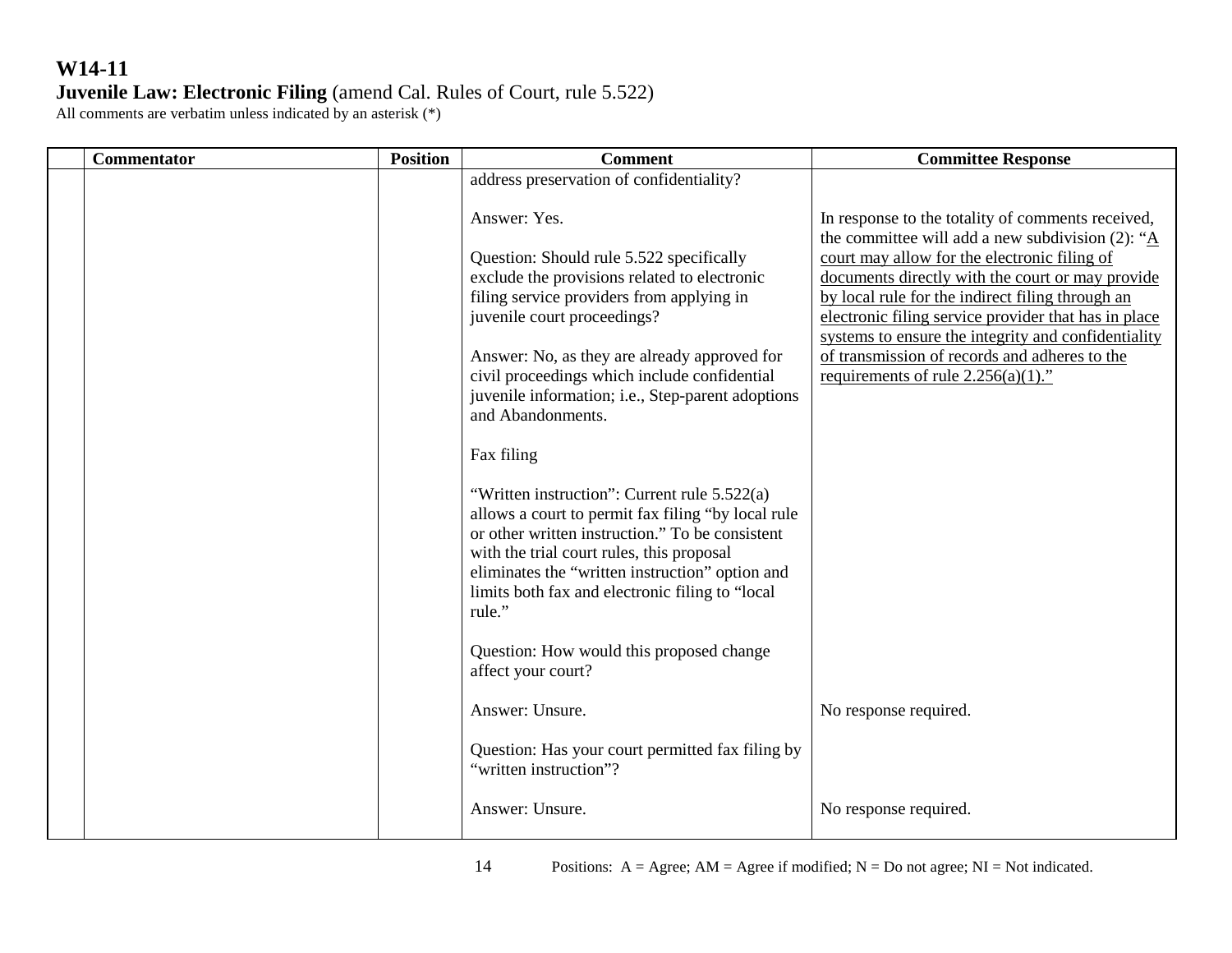**W14-11**
**Juvenile Law: Electronic Filing** (amend Cal. Rules of Court, rule 5.522)
All comments are verbatim unless indicated by an asterisk (*)

| | Commentator | Position | Comment | Committee Response |
|---|---|---|---|---|
| | | | address preservation of confidentiality?<br><br>Answer: Yes.<br><br>Question: Should rule 5.522 specifically exclude the provisions related to electronic filing service providers from applying in juvenile court proceedings?<br><br>Answer: No, as they are already approved for civil proceedings which include confidential juvenile information; i.e., Step-parent adoptions and Abandonments.<br><br>Fax filing<br><br>"Written instruction": Current rule 5.522(a) allows a court to permit fax filing "by local rule or other written instruction." To be consistent with the trial court rules, this proposal eliminates the "written instruction" option and limits both fax and electronic filing to "local rule."<br><br>Question: How would this proposed change affect your court?<br><br>Answer: Unsure.<br><br>Question: Has your court permitted fax filing by "written instruction"?<br><br>Answer: Unsure. | In response to the totality of comments received, the committee will add a new subdivision (2): "A court may allow for the electronic filing of documents directly with the court or may provide by local rule for the indirect filing through an electronic filing service provider that has in place systems to ensure the integrity and confidentiality of transmission of records and adheres to the requirements of rule 2.256(a)(1)."<br><br>No response required.<br><br>No response required. |

Positions: A = Agree; AM = Agree if modified; N = Do not agree; NI = Not indicated.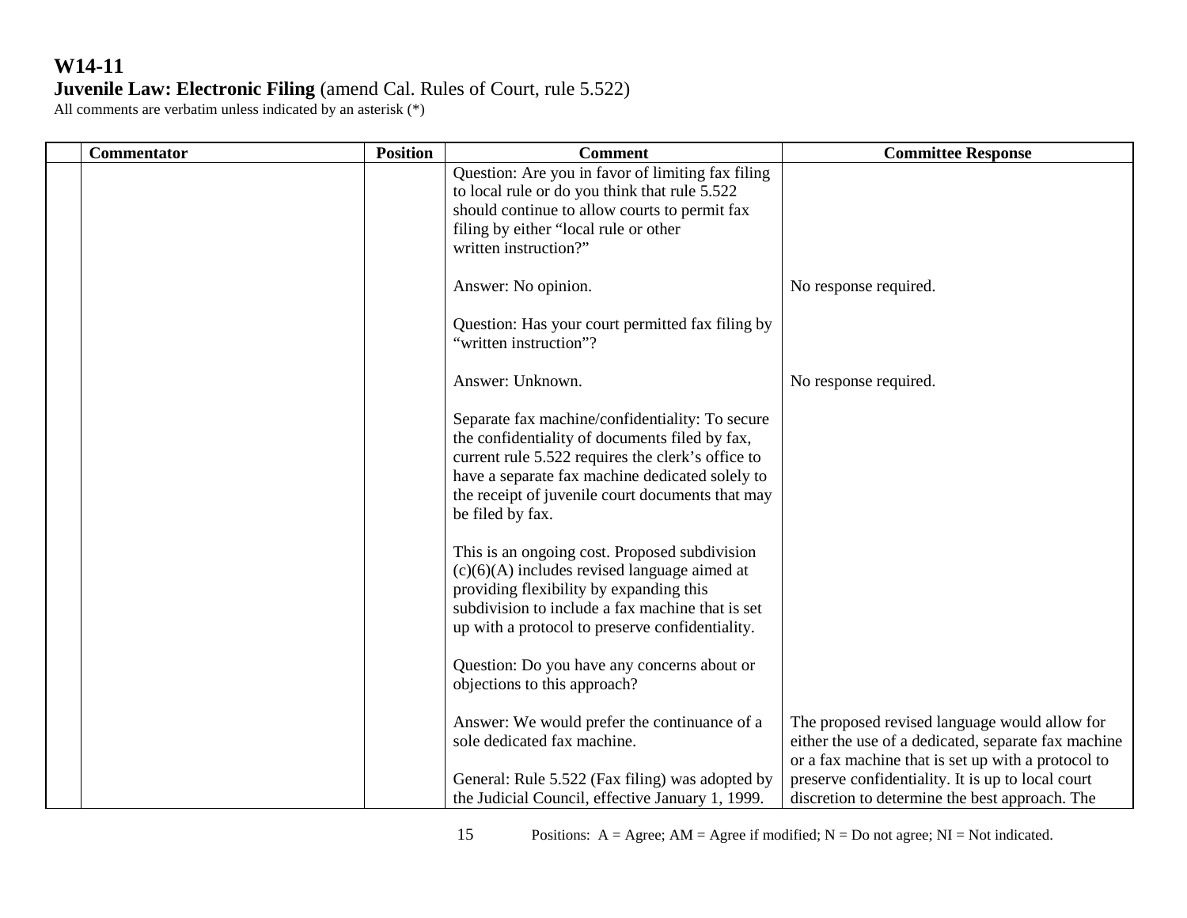# W14-11

**Juvenile Law: Electronic Filing** (amend Cal. Rules of Court, rule 5.522)

All comments are verbatim unless indicated by an asterisk (*)

| | Commentator | Position | Comment | Committee Response |
|---|---|---|---|---|
| | | | Question: Are you in favor of limiting fax filing to local rule or do you think that rule 5.522 should continue to allow courts to permit fax filing by either "local rule or other written instruction?"<br><br>Answer: No opinion.<br><br>Question: Has your court permitted fax filing by "written instruction"?<br><br>Answer: Unknown.<br><br>Separate fax machine/confidentiality: To secure the confidentiality of documents filed by fax, current rule 5.522 requires the clerk's office to have a separate fax machine dedicated solely to the receipt of juvenile court documents that may be filed by fax.<br><br>This is an ongoing cost. Proposed subdivision (c)(6)(A) includes revised language aimed at providing flexibility by expanding this subdivision to include a fax machine that is set up with a protocol to preserve confidentiality.<br><br>Question: Do you have any concerns about or objections to this approach?<br><br>Answer: We would prefer the continuance of a sole dedicated fax machine.<br><br>General: Rule 5.522 (Fax filing) was adopted by the Judicial Council, effective January 1, 1999. | No response required.<br><br>No response required.<br><br>The proposed revised language would allow for either the use of a dedicated, separate fax machine or a fax machine that is set up with a protocol to preserve confidentiality. It is up to local court discretion to determine the best approach. The |

Positions: A = Agree; AM = Agree if modified; N = Do not agree; NI = Not indicated.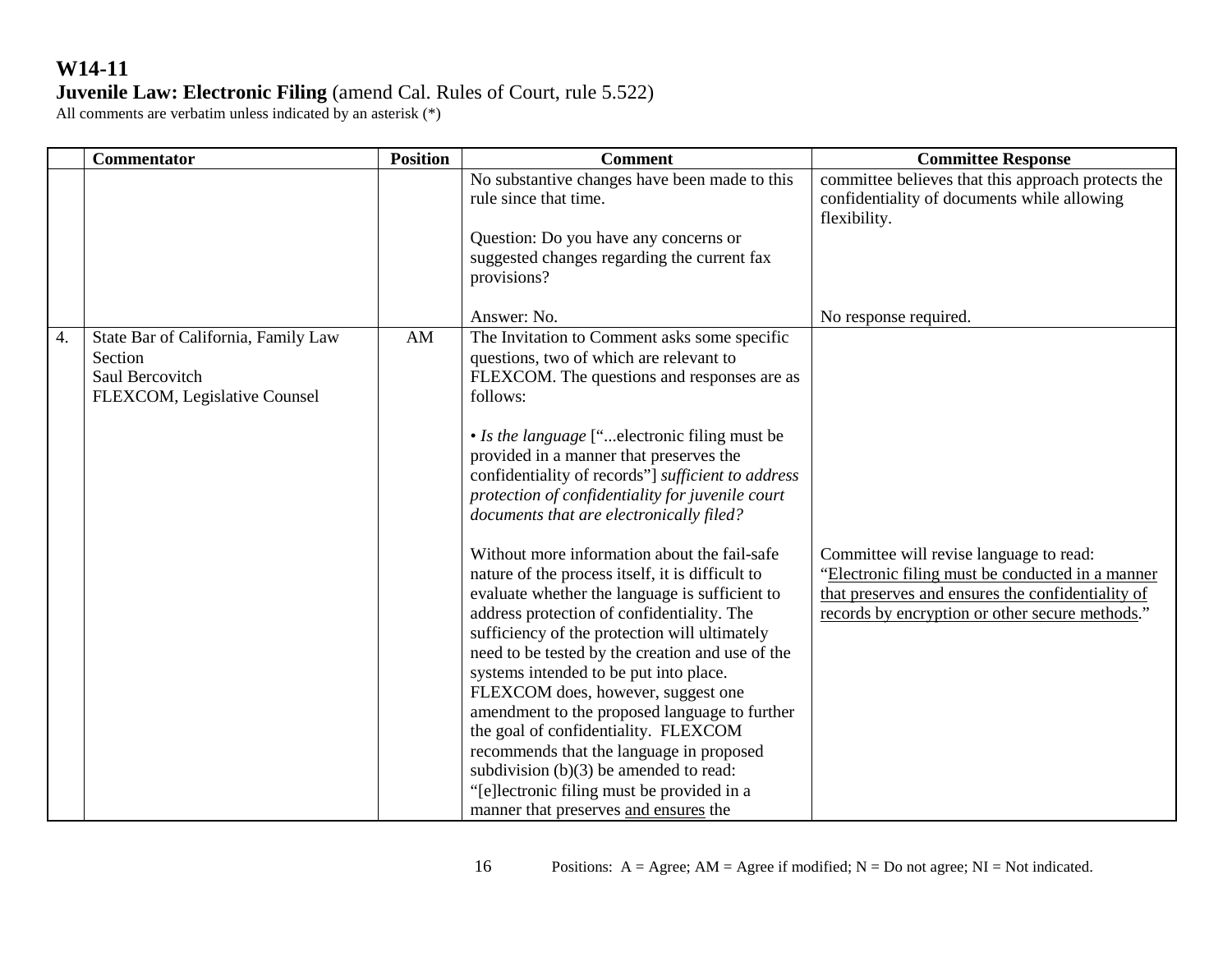# W14-11

**Juvenile Law: Electronic Filing** (amend Cal. Rules of Court, rule 5.522)

All comments are verbatim unless indicated by an asterisk (*)

| | Commentator | Position | Comment | Committee Response |
|---|---|---|---|---|
| | | | No substantive changes have been made to this rule since that time.<br><br>Question: Do you have any concerns or suggested changes regarding the current fax provisions?<br><br>Answer: No. | committee believes that this approach protects the confidentiality of documents while allowing flexibility.<br><br><br><br><br>No response required. |
| 4. | State Bar of California, Family Law Section<br>Saul Bercovitch<br>FLEXCOM, Legislative Counsel | AM | The Invitation to Comment asks some specific questions, two of which are relevant to FLEXCOM. The questions and responses are as follows:<br><br>• *Is the language* ["...electronic filing must be provided in a manner that preserves the confidentiality of records"] *sufficient to address protection of confidentiality for juvenile court documents that are electronically filed?*<br><br>Without more information about the fail-safe nature of the process itself, it is difficult to evaluate whether the language is sufficient to address protection of confidentiality. The sufficiency of the protection will ultimately need to be tested by the creation and use of the systems intended to be put into place. FLEXCOM does, however, suggest one amendment to the proposed language to further the goal of confidentiality. FLEXCOM recommends that the language in proposed subdivision (b)(3) be amended to read: "[e]lectronic filing must be provided in a manner that preserves <u>and ensures</u> the | <br><br><br><br><br><br><br><br><br><br>Committee will revise language to read: "<u>Electronic filing must be conducted in a manner that preserves and ensures the confidentiality of records by encryption or other secure methods</u>." |

Positions: A = Agree; AM = Agree if modified; N = Do not agree; NI = Not indicated.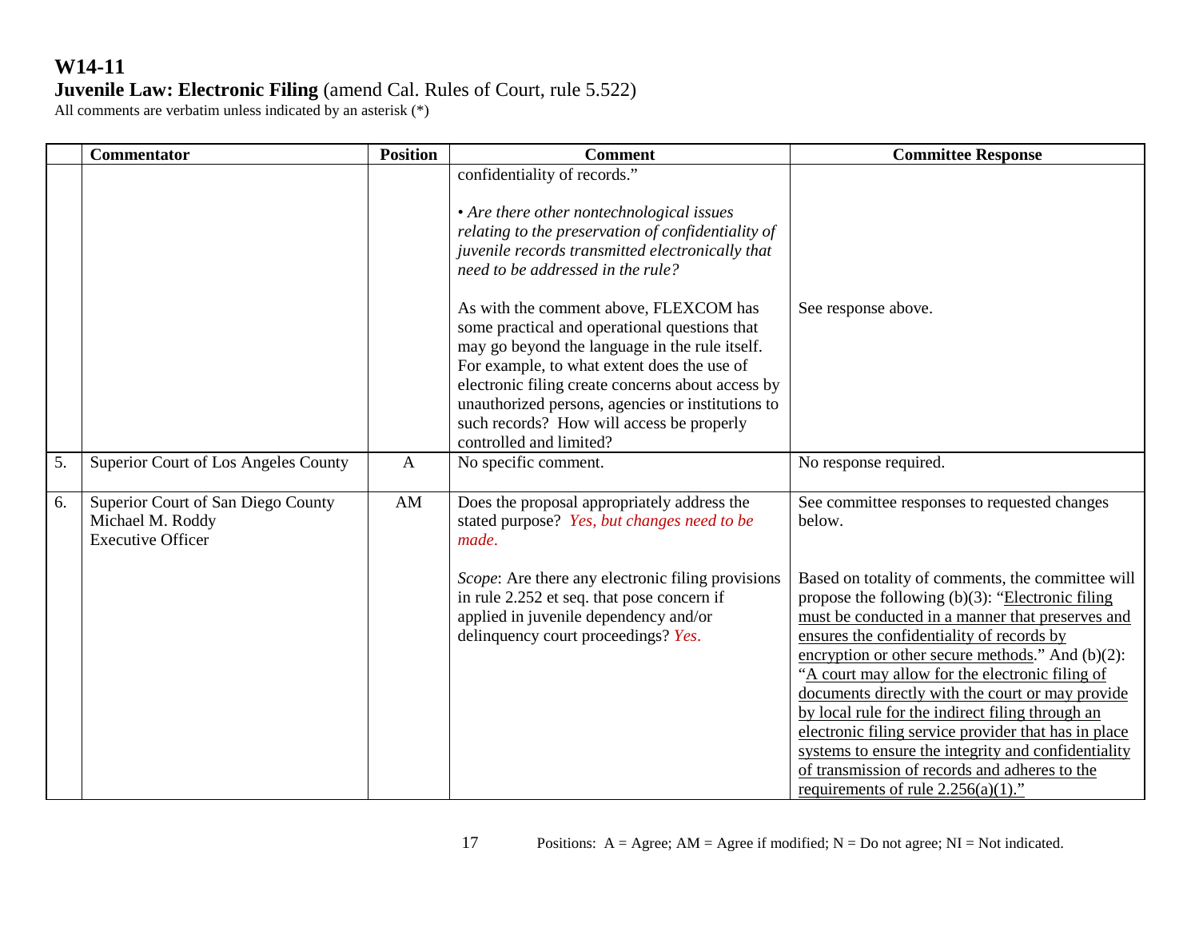**W14-11**
**Juvenile Law: Electronic Filing** (amend Cal. Rules of Court, rule 5.522)
All comments are verbatim unless indicated by an asterisk (*)

| | Commentator | Position | Comment | Committee Response |
|---|---|---|---|---|
| | | | confidentiality of records."<br><br>• *Are there other nontechnological issues relating to the preservation of confidentiality of juvenile records transmitted electronically that need to be addressed in the rule?*<br><br>As with the comment above, FLEXCOM has some practical and operational questions that may go beyond the language in the rule itself. For example, to what extent does the use of electronic filing create concerns about access by unauthorized persons, agencies or institutions to such records? How will access be properly controlled and limited? | <br><br><br><br><br><br>See response above. |
| 5. | Superior Court of Los Angeles County | A | No specific comment. | No response required. |
| 6. | Superior Court of San Diego County<br>Michael M. Roddy<br>Executive Officer | AM | Does the proposal appropriately address the stated purpose? *Yes, but changes need to be made.*<br><br>*Scope*: Are there any electronic filing provisions in rule 2.252 et seq. that pose concern if applied in juvenile dependency and/or delinquency court proceedings? *Yes.* | See committee responses to requested changes below.<br><br>Based on totality of comments, the committee will propose the following (b)(3): "<u>Electronic filing must be conducted in a manner that preserves and ensures the confidentiality of records by encryption or other secure methods</u>." And (b)(2): "<u>A court may allow for the electronic filing of documents directly with the court or may provide by local rule for the indirect filing through an electronic filing service provider that has in place systems to ensure the integrity and confidentiality of transmission of records and adheres to the requirements of rule 2.256(a)(1).</u>" |

Positions: A = Agree; AM = Agree if modified; N = Do not agree; NI = Not indicated.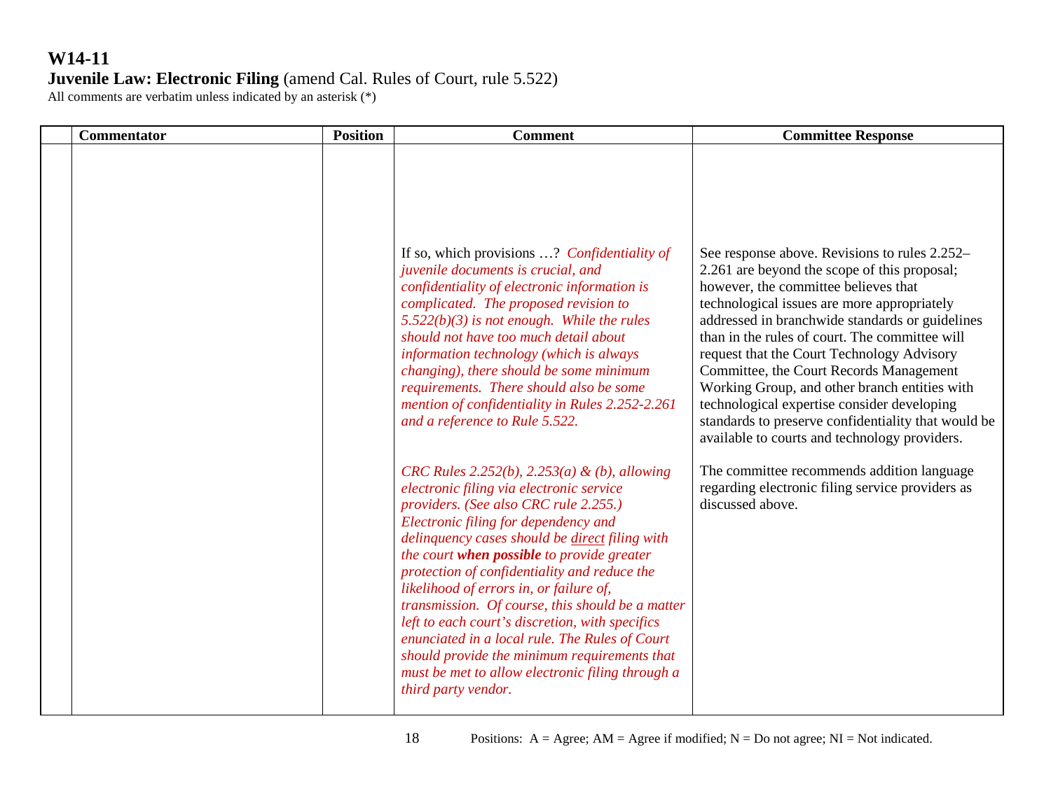# W14-11
**Juvenile Law: Electronic Filing** (amend Cal. Rules of Court, rule 5.522)
All comments are verbatim unless indicated by an asterisk (*)

| | Commentator | Position | Comment | Committee Response |
|---|---|---|---|---|
| | | | If so, which provisions …? *Confidentiality of juvenile documents is crucial, and confidentiality of electronic information is complicated. The proposed revision to 5.522(b)(3) is not enough. While the rules should not have too much detail about information technology (which is always changing), there should be some minimum requirements. There should also be some mention of confidentiality in Rules 2.252-2.261 and a reference to Rule 5.522.* | See response above. Revisions to rules 2.252–2.261 are beyond the scope of this proposal; however, the committee believes that technological issues are more appropriately addressed in branchwide standards or guidelines than in the rules of court. The committee will request that the Court Technology Advisory Committee, the Court Records Management Working Group, and other branch entities with technological expertise consider developing standards to preserve confidentiality that would be available to courts and technology providers. |
| | | | *CRC Rules 2.252(b), 2.253(a) & (b), allowing electronic filing via electronic service providers. (See also CRC rule 2.255.) Electronic filing for dependency and delinquency cases should be <u>direct</u> filing with the court **when possible** to provide greater protection of confidentiality and reduce the likelihood of errors in, or failure of, transmission. Of course, this should be a matter left to each court's discretion, with specifics enunciated in a local rule. The Rules of Court should provide the minimum requirements that must be met to allow electronic filing through a third party vendor.* | The committee recommends addition language regarding electronic filing service providers as discussed above. |

Positions: A = Agree; AM = Agree if modified; N = Do not agree; NI = Not indicated.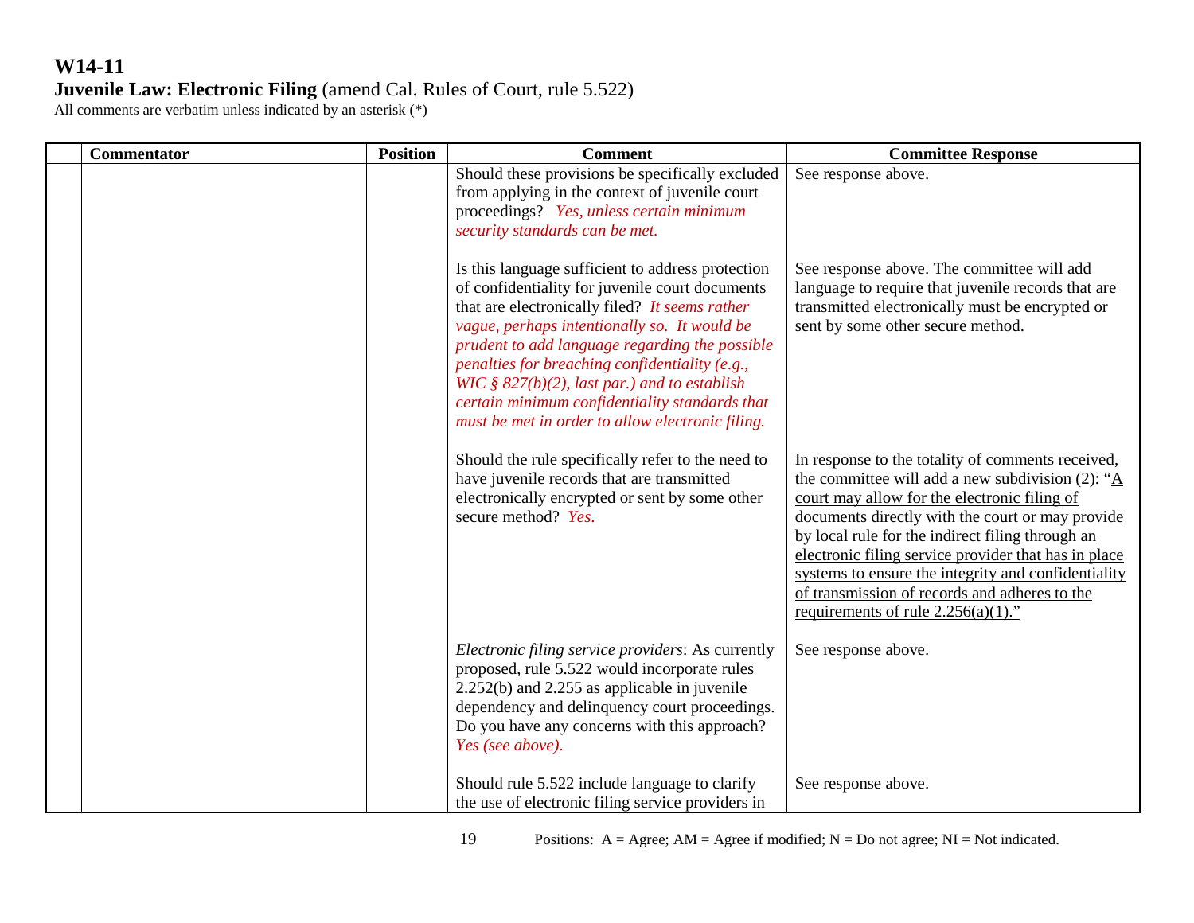# W14-11

**Juvenile Law: Electronic Filing** (amend Cal. Rules of Court, rule 5.522)

All comments are verbatim unless indicated by an asterisk (*)

| | Commentator | Position | Comment | Committee Response |
|---|---|---|---|---|
| | | | Should these provisions be specifically excluded from applying in the context of juvenile court proceedings? *Yes, unless certain minimum security standards can be met.* | See response above. |
| | | | Is this language sufficient to address protection of confidentiality for juvenile court documents that are electronically filed? *It seems rather vague, perhaps intentionally so. It would be prudent to add language regarding the possible penalties for breaching confidentiality (e.g., WIC § 827(b)(2), last par.) and to establish certain minimum confidentiality standards that must be met in order to allow electronic filing.* | See response above. The committee will add language to require that juvenile records that are transmitted electronically must be encrypted or sent by some other secure method. |
| | | | Should the rule specifically refer to the need to have juvenile records that are transmitted electronically encrypted or sent by some other secure method? *Yes.* | In response to the totality of comments received, the committee will add a new subdivision (2): "<u>A court may allow for the electronic filing of documents directly with the court or may provide by local rule for the indirect filing through an electronic filing service provider that has in place systems to ensure the integrity and confidentiality of transmission of records and adheres to the requirements of rule 2.256(a)(1).</u>" |
| | | | *Electronic filing service providers*: As currently proposed, rule 5.522 would incorporate rules 2.252(b) and 2.255 as applicable in juvenile dependency and delinquency court proceedings. Do you have any concerns with this approach? *Yes (see above).* | See response above. |
| | | | Should rule 5.522 include language to clarify the use of electronic filing service providers in | See response above. |

Positions: A = Agree; AM = Agree if modified; N = Do not agree; NI = Not indicated.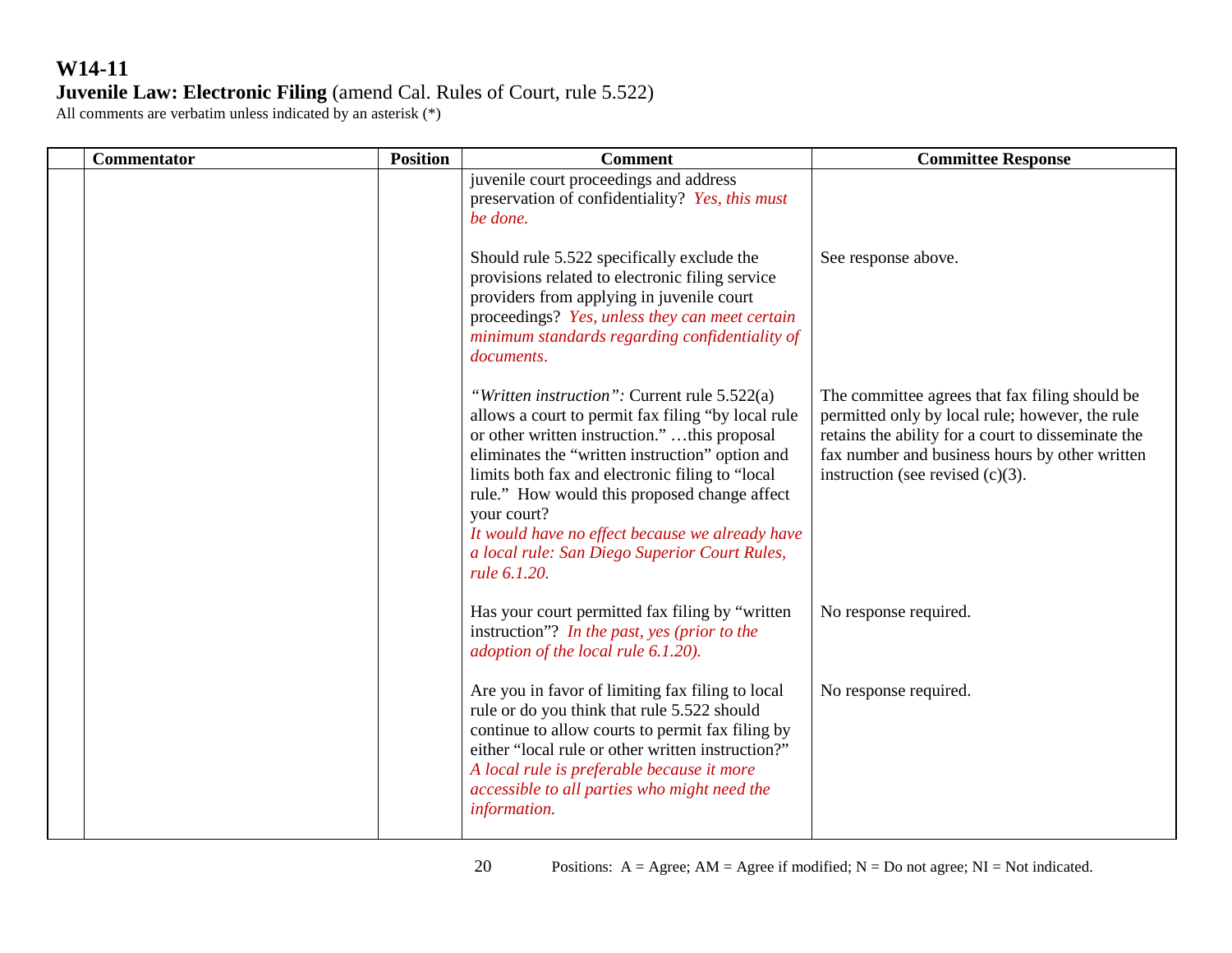# W14-11

**Juvenile Law: Electronic Filing** (amend Cal. Rules of Court, rule 5.522)

All comments are verbatim unless indicated by an asterisk (*)

| | Commentator | Position | Comment | Committee Response |
|---|---|---|---|---|
| | | | juvenile court proceedings and address preservation of confidentiality? *Yes, this must be done.* | |
| | | | Should rule 5.522 specifically exclude the provisions related to electronic filing service providers from applying in juvenile court proceedings? *Yes, unless they can meet certain minimum standards regarding confidentiality of documents.* | See response above. |
| | | | *"Written instruction":* Current rule 5.522(a) allows a court to permit fax filing "by local rule or other written instruction." …this proposal eliminates the "written instruction" option and limits both fax and electronic filing to "local rule." How would this proposed change affect your court? *It would have no effect because we already have a local rule: San Diego Superior Court Rules, rule 6.1.20.* | The committee agrees that fax filing should be permitted only by local rule; however, the rule retains the ability for a court to disseminate the fax number and business hours by other written instruction (see revised (c)(3). |
| | | | Has your court permitted fax filing by "written instruction"? *In the past, yes (prior to the adoption of the local rule 6.1.20).* | No response required. |
| | | | Are you in favor of limiting fax filing to local rule or do you think that rule 5.522 should continue to allow courts to permit fax filing by either "local rule or other written instruction?" *A local rule is preferable because it more accessible to all parties who might need the information.* | No response required. |

Positions: A = Agree; AM = Agree if modified; N = Do not agree; NI = Not indicated.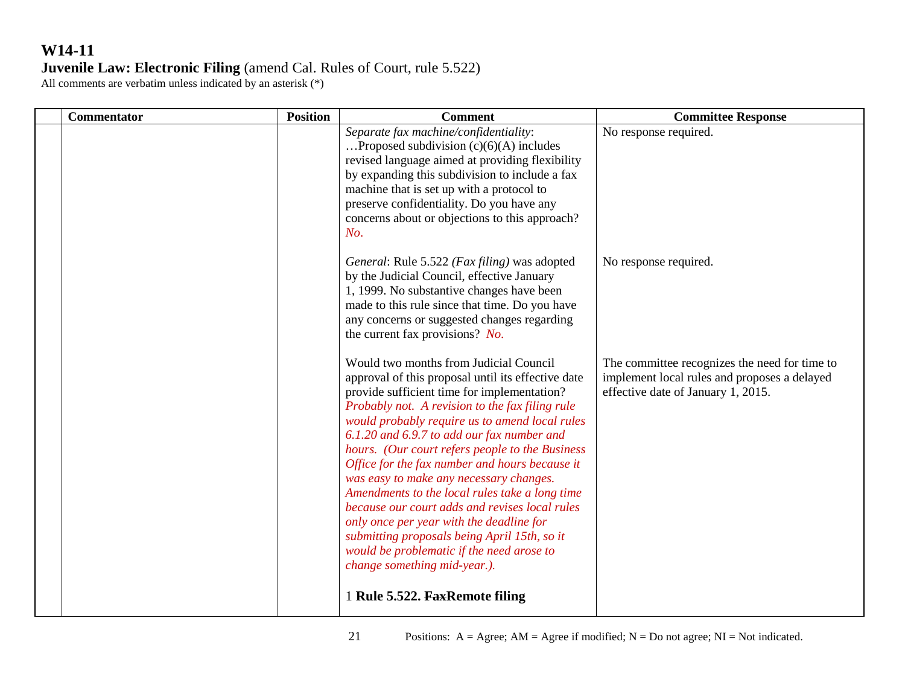# W14-11

**Juvenile Law: Electronic Filing** (amend Cal. Rules of Court, rule 5.522)

All comments are verbatim unless indicated by an asterisk (*)

| | Commentator | Position | Comment | Committee Response |
|---|---|---|---|---|
| | | | *Separate fax machine/confidentiality*: …Proposed subdivision (c)(6)(A) includes revised language aimed at providing flexibility by expanding this subdivision to include a fax machine that is set up with a protocol to preserve confidentiality. Do you have any concerns about or objections to this approach? *No*. | No response required. |
| | | | *General*: Rule 5.522 *(Fax filing)* was adopted by the Judicial Council, effective January 1, 1999. No substantive changes have been made to this rule since that time. Do you have any concerns or suggested changes regarding the current fax provisions? *No.* | No response required. |
| | | | Would two months from Judicial Council approval of this proposal until its effective date provide sufficient time for implementation? *Probably not. A revision to the fax filing rule would probably require us to amend local rules 6.1.20 and 6.9.7 to add our fax number and hours. (Our court refers people to the Business Office for the fax number and hours because it was easy to make any necessary changes. Amendments to the local rules take a long time because our court adds and revises local rules only once per year with the deadline for submitting proposals being April 15th, so it would be problematic if the need arose to change something mid-year.).*<br><br>1 **Rule 5.522. ~~Fax~~Remote filing** | The committee recognizes the need for time to implement local rules and proposes a delayed effective date of January 1, 2015. |

Positions: A = Agree; AM = Agree if modified; N = Do not agree; NI = Not indicated.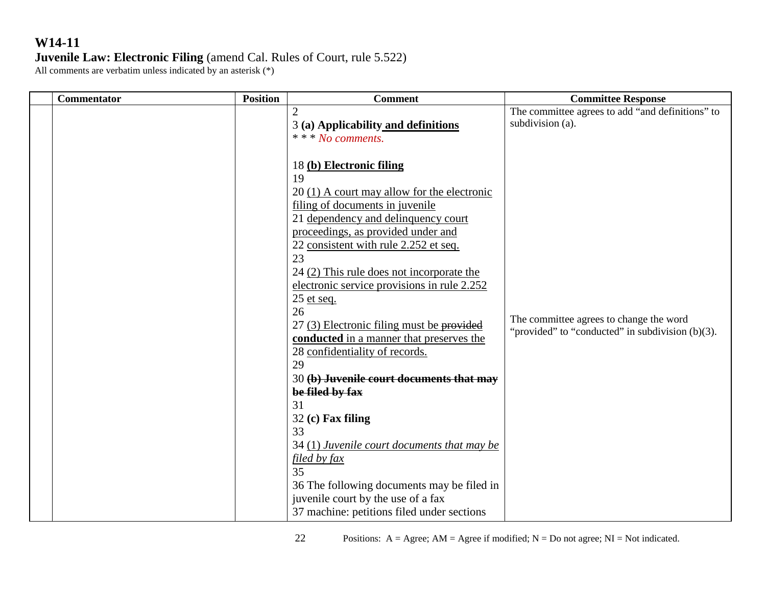# W14-11

**Juvenile Law: Electronic Filing** (amend Cal. Rules of Court, rule 5.522)

All comments are verbatim unless indicated by an asterisk (*)

| | Commentator | Position | Comment | Committee Response |
|---|---|---|---|---|
| | | | 2<br>3 **(a) Applicability and definitions**<br>* * * *No comments.*<br><br>18 **(b) Electronic filing**<br>19<br>20 (1) A court may allow for the electronic filing of documents in juvenile<br>21 dependency and delinquency court proceedings, as provided under and<br>22 consistent with rule 2.252 et seq.<br>23<br>24 (2) This rule does not incorporate the electronic service provisions in rule 2.252<br>25 et seq.<br>26<br>27 (3) Electronic filing must be ~~provided~~ **conducted** in a manner that preserves the<br>28 confidentiality of records.<br>29<br>30 ~~**(b) Juvenile court documents that may be filed by fax**~~<br>31<br>32 **(c) Fax filing**<br>33<br>34 (1) *Juvenile court documents that may be filed by fax*<br>35<br>36 The following documents may be filed in juvenile court by the use of a fax<br>37 machine: petitions filed under sections | The committee agrees to add "and definitions" to subdivision (a).<br><br>The committee agrees to change the word "provided" to "conducted" in subdivision (b)(3). |

Positions: A = Agree; AM = Agree if modified; N = Do not agree; NI = Not indicated.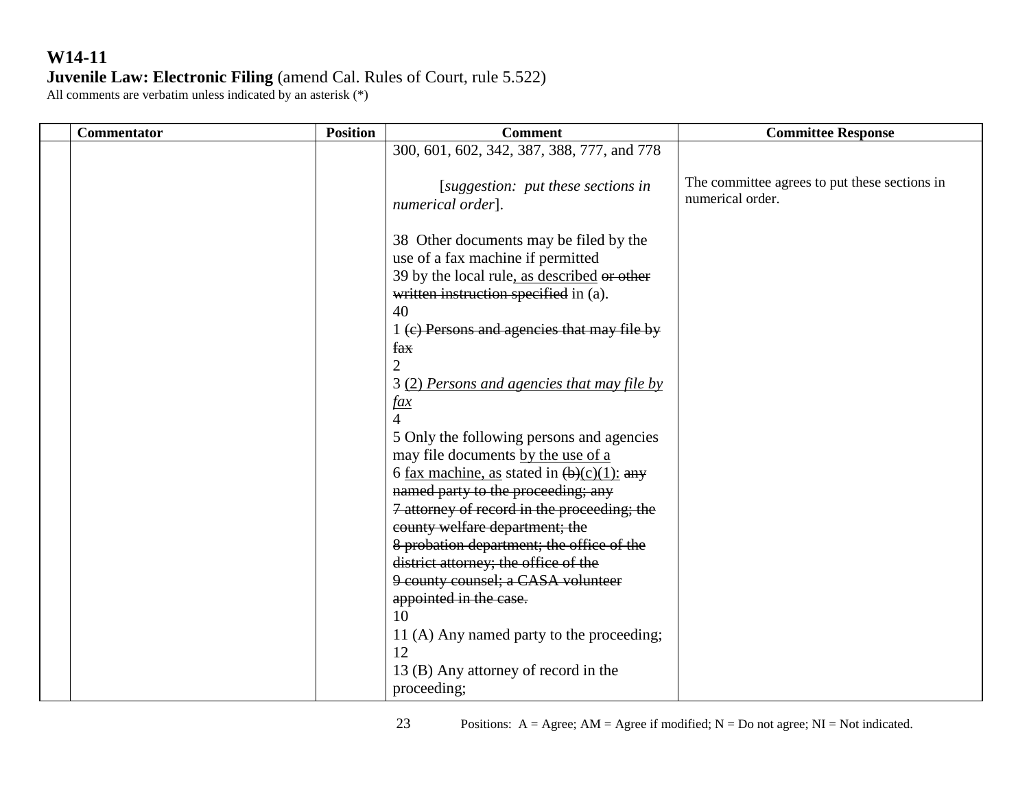**W14-11**
**Juvenile Law: Electronic Filing** (amend Cal. Rules of Court, rule 5.522)
All comments are verbatim unless indicated by an asterisk (*)

| | Commentator | Position | Comment | Committee Response |
|---|---|---|---|---|
| | | | 300, 601, 602, 342, 387, 388, 777, and 778<br><br>[*suggestion: put these sections in numerical order*].<br><br>38 Other documents may be filed by the use of a fax machine if permitted<br>39 by the local rule<u>, as described</u> ~~or other written instruction specified~~ in (a).<br>40<br>1 ~~(c) Persons and agencies that may file by fax~~<br>2<br>3 <u>(2) *Persons and agencies that may file by fax*</u><br>4<br>5 Only the following persons and agencies may file documents <u>by the use of a</u><br>6 <u>fax machine, as</u> stated in ~~(b)~~<u>(c)(1):</u> ~~any named party to the proceeding; any~~<br>~~7 attorney of record in the proceeding; the county welfare department; the~~<br>~~8 probation department; the office of the district attorney; the office of the~~<br>~~9 county counsel; a CASA volunteer appointed in the case.~~<br>10<br>11 (A) Any named party to the proceeding;<br>12<br>13 (B) Any attorney of record in the proceeding; | The committee agrees to put these sections in numerical order. |

Positions: A = Agree; AM = Agree if modified; N = Do not agree; NI = Not indicated.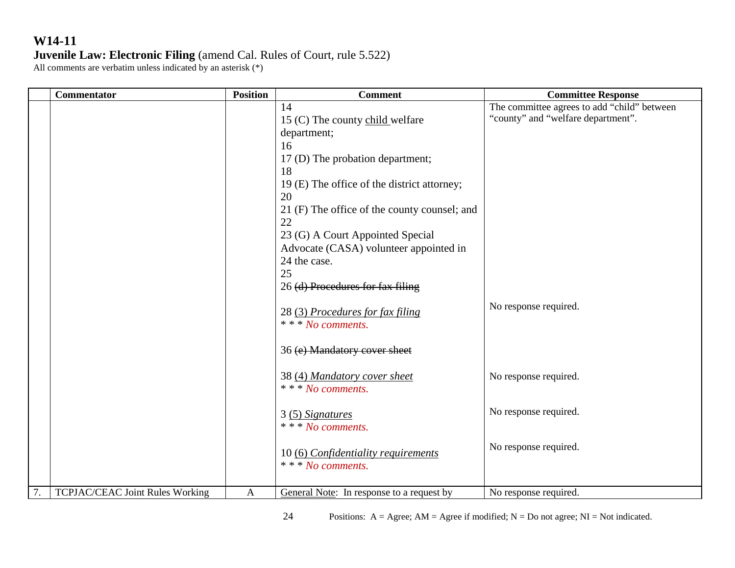# W14-11

**Juvenile Law: Electronic Filing** (amend Cal. Rules of Court, rule 5.522)

All comments are verbatim unless indicated by an asterisk (*)

| | Commentator | Position | Comment | Committee Response |
|---|---|---|---|---|
| | | | 14<br>15 (C) The county <u>child</u> welfare department;<br>16<br>17 (D) The probation department;<br>18<br>19 (E) The office of the district attorney;<br>20<br>21 (F) The office of the county counsel; and<br>22<br>23 (G) A Court Appointed Special Advocate (CASA) volunteer appointed in<br>24 the case.<br>25<br>26 ~~(d) Procedures for fax filing~~ | The committee agrees to add "child" between "county" and "welfare department". |
| | | | 28 <u>(3)</u> <u>*Procedures for fax filing*</u><br>* * * *No comments.* | No response required. |
| | | | 36 ~~(e) Mandatory cover sheet~~ | |
| | | | 38 <u>(4)</u> <u>*Mandatory cover sheet*</u><br>* * * *No comments.* | No response required. |
| | | | 3 <u>(5)</u> <u>*Signatures*</u><br>* * * *No comments.* | No response required. |
| | | | 10 <u>(6)</u> <u>*Confidentiality requirements*</u><br>* * * *No comments.* | No response required. |
| 7. | TCPJAC/CEAC Joint Rules Working | A | <u>General Note</u>: In response to a request by | No response required. |

Positions: A = Agree; AM = Agree if modified; N = Do not agree; NI = Not indicated.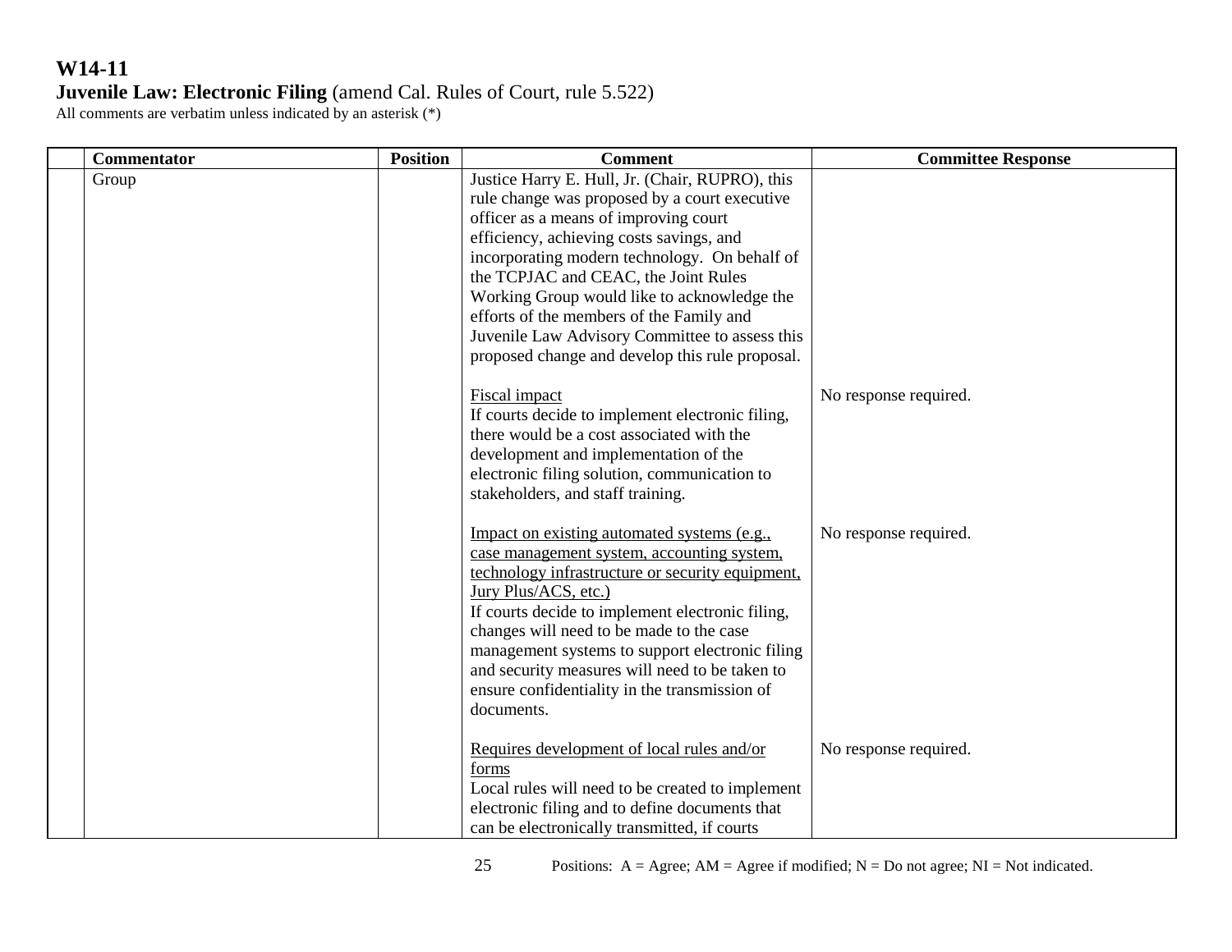# W14-11

**Juvenile Law: Electronic Filing** (amend Cal. Rules of Court, rule 5.522)

All comments are verbatim unless indicated by an asterisk (*)

| | Commentator | Position | Comment | Committee Response |
|---|---|---|---|---|
| | Group | | Justice Harry E. Hull, Jr. (Chair, RUPRO), this rule change was proposed by a court executive officer as a means of improving court efficiency, achieving costs savings, and incorporating modern technology. On behalf of the TCPJAC and CEAC, the Joint Rules Working Group would like to acknowledge the efforts of the members of the Family and Juvenile Law Advisory Committee to assess this proposed change and develop this rule proposal. | |
| | | | <u>Fiscal impact</u><br>If courts decide to implement electronic filing, there would be a cost associated with the development and implementation of the electronic filing solution, communication to stakeholders, and staff training. | No response required. |
| | | | <u>Impact on existing automated systems (e.g., case management system, accounting system, technology infrastructure or security equipment, Jury Plus/ACS, etc.)</u><br>If courts decide to implement electronic filing, changes will need to be made to the case management systems to support electronic filing and security measures will need to be taken to ensure confidentiality in the transmission of documents. | No response required. |
| | | | <u>Requires development of local rules and/or forms</u><br>Local rules will need to be created to implement electronic filing and to define documents that can be electronically transmitted, if courts | No response required. |

Positions: A = Agree; AM = Agree if modified; N = Do not agree; NI = Not indicated.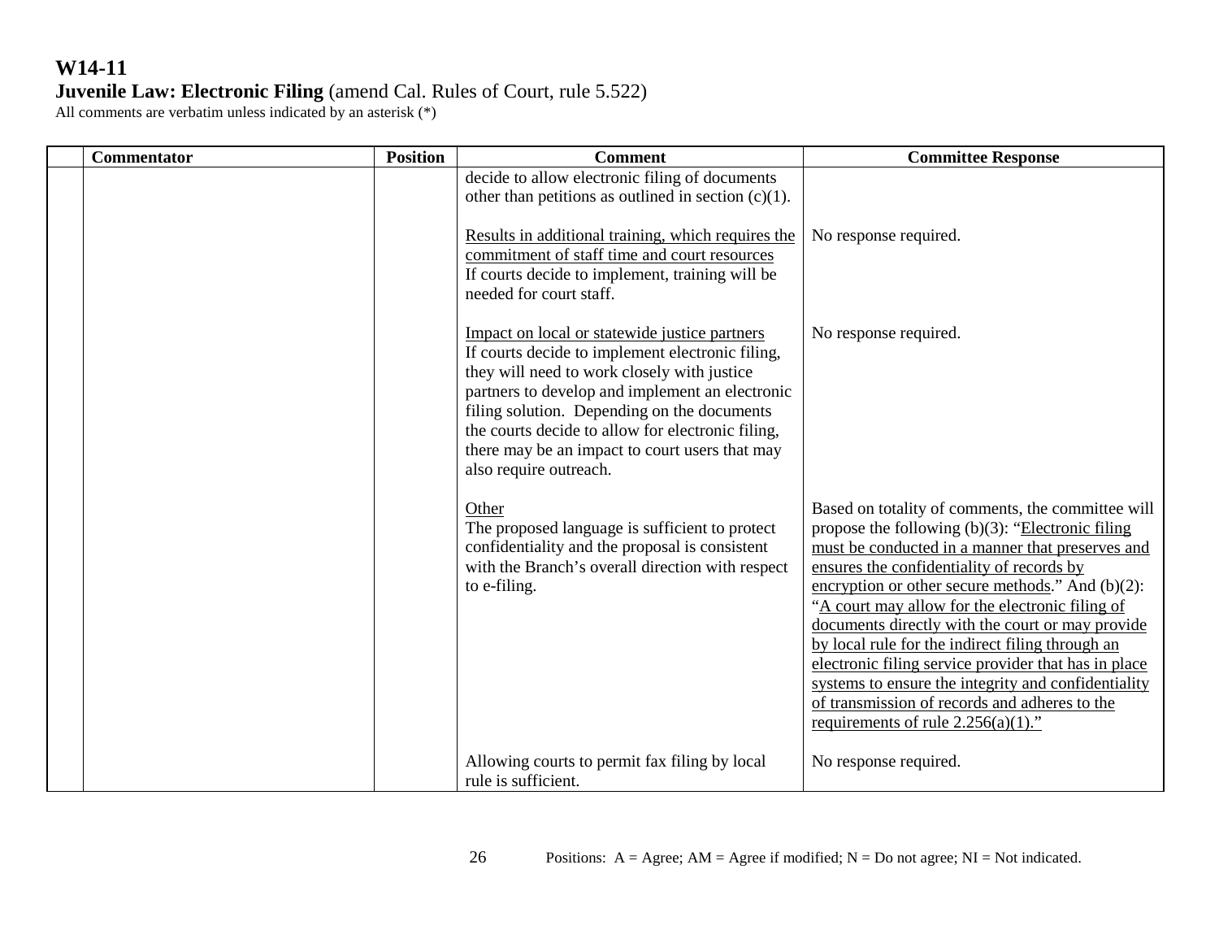**W14-11**
**Juvenile Law: Electronic Filing** (amend Cal. Rules of Court, rule 5.522)
All comments are verbatim unless indicated by an asterisk (*)

| | Commentator | Position | Comment | Committee Response |
|---|---|---|---|---|
| | | | decide to allow electronic filing of documents other than petitions as outlined in section (c)(1).<br><br>Results in additional training, which requires the commitment of staff time and court resources<br>If courts decide to implement, training will be needed for court staff.<br><br>Impact on local or statewide justice partners<br>If courts decide to implement electronic filing, they will need to work closely with justice partners to develop and implement an electronic filing solution. Depending on the documents the courts decide to allow for electronic filing, there may be an impact to court users that may also require outreach.<br><br>Other<br>The proposed language is sufficient to protect confidentiality and the proposal is consistent with the Branch's overall direction with respect to e-filing.<br><br>Allowing courts to permit fax filing by local rule is sufficient. | <br><br><br>No response required.<br><br><br><br>No response required.<br><br><br><br><br><br><br><br>Based on totality of comments, the committee will propose the following (b)(3): "Electronic filing must be conducted in a manner that preserves and ensures the confidentiality of records by encryption or other secure methods." And (b)(2): "A court may allow for the electronic filing of documents directly with the court or may provide by local rule for the indirect filing through an electronic filing service provider that has in place systems to ensure the integrity and confidentiality of transmission of records and adheres to the requirements of rule 2.256(a)(1)."<br><br>No response required. |

Positions: A = Agree; AM = Agree if modified; N = Do not agree; NI = Not indicated.